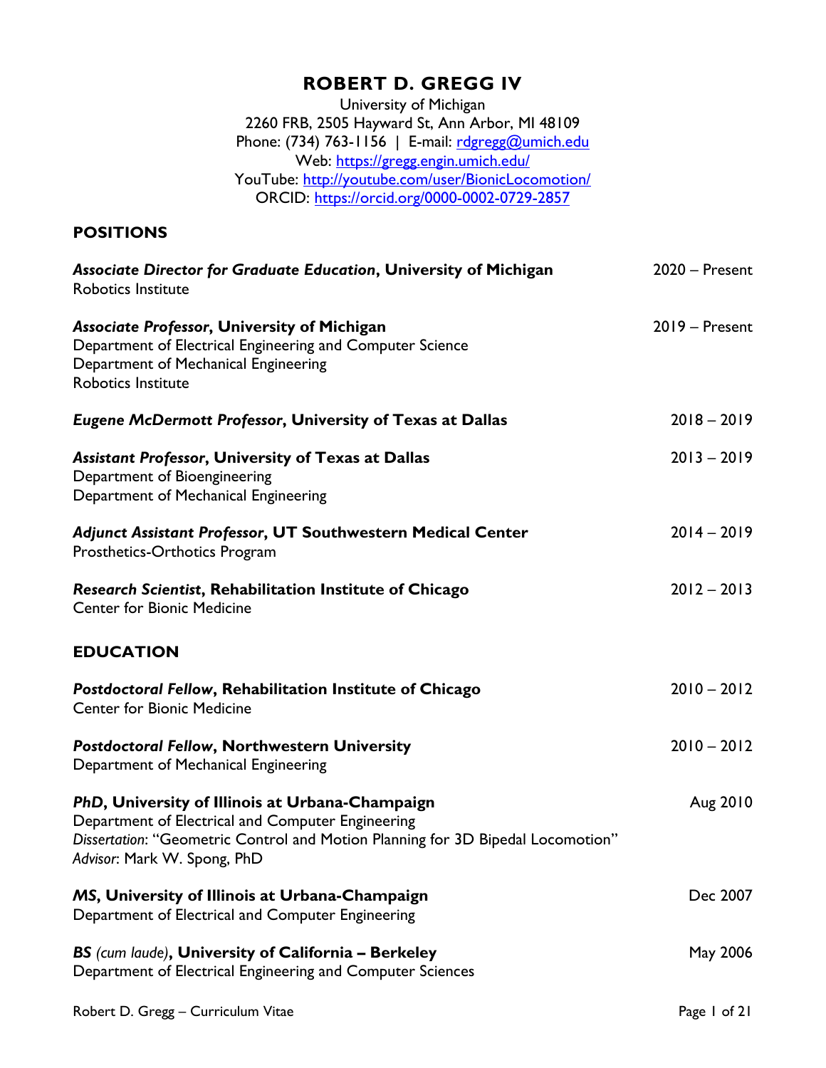# ROBERT D. GREGG IV

University of Michigan
2260 FRB, 2505 Hayward St, Ann Arbor, MI 48109
Phone: (734) 763-1156 | E-mail: rdgregg@umich.edu
Web: https://gregg.engin.umich.edu/
YouTube: http://youtube.com/user/BionicLocomotion/
ORCID: https://orcid.org/0000-0002-0729-2857

## POSITIONS

***Associate Director for Graduate Education*, University of Michigan** — 2020 – Present
Robotics Institute

***Associate Professor*, University of Michigan** — 2019 – Present
Department of Electrical Engineering and Computer Science
Department of Mechanical Engineering
Robotics Institute

***Eugene McDermott Professor*, University of Texas at Dallas** — 2018 – 2019

***Assistant Professor*, University of Texas at Dallas** — 2013 – 2019
Department of Bioengineering
Department of Mechanical Engineering

***Adjunct Assistant Professor*, UT Southwestern Medical Center** — 2014 – 2019
Prosthetics-Orthotics Program

***Research Scientist*, Rehabilitation Institute of Chicago** — 2012 – 2013
Center for Bionic Medicine

## EDUCATION

***Postdoctoral Fellow*, Rehabilitation Institute of Chicago** — 2010 – 2012
Center for Bionic Medicine

***Postdoctoral Fellow*, Northwestern University** — 2010 – 2012
Department of Mechanical Engineering

***PhD*, University of Illinois at Urbana-Champaign** — Aug 2010
Department of Electrical and Computer Engineering
*Dissertation*: "Geometric Control and Motion Planning for 3D Bipedal Locomotion"
*Advisor*: Mark W. Spong, PhD

***MS*, University of Illinois at Urbana-Champaign** — Dec 2007
Department of Electrical and Computer Engineering

***BS* *(cum laude)*, University of California – Berkeley** — May 2006
Department of Electrical Engineering and Computer Sciences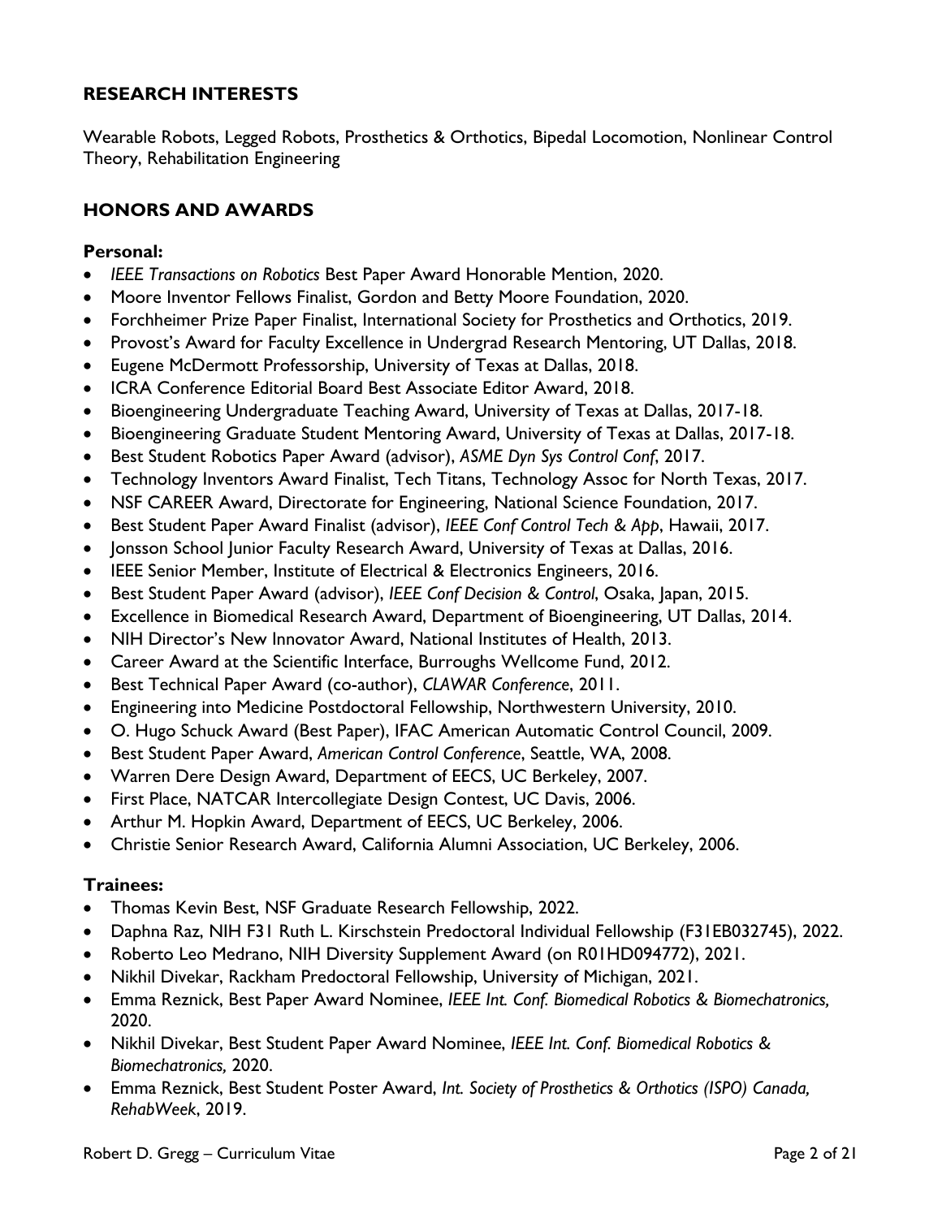## RESEARCH INTERESTS

Wearable Robots, Legged Robots, Prosthetics & Orthotics, Bipedal Locomotion, Nonlinear Control Theory, Rehabilitation Engineering

## HONORS AND AWARDS

### Personal:

- *IEEE Transactions on Robotics* Best Paper Award Honorable Mention, 2020.
- Moore Inventor Fellows Finalist, Gordon and Betty Moore Foundation, 2020.
- Forchheimer Prize Paper Finalist, International Society for Prosthetics and Orthotics, 2019.
- Provost's Award for Faculty Excellence in Undergrad Research Mentoring, UT Dallas, 2018.
- Eugene McDermott Professorship, University of Texas at Dallas, 2018.
- ICRA Conference Editorial Board Best Associate Editor Award, 2018.
- Bioengineering Undergraduate Teaching Award, University of Texas at Dallas, 2017-18.
- Bioengineering Graduate Student Mentoring Award, University of Texas at Dallas, 2017-18.
- Best Student Robotics Paper Award (advisor), *ASME Dyn Sys Control Conf*, 2017.
- Technology Inventors Award Finalist, Tech Titans, Technology Assoc for North Texas, 2017.
- NSF CAREER Award, Directorate for Engineering, National Science Foundation, 2017.
- Best Student Paper Award Finalist (advisor), *IEEE Conf Control Tech & App*, Hawaii, 2017.
- Jonsson School Junior Faculty Research Award, University of Texas at Dallas, 2016.
- IEEE Senior Member, Institute of Electrical & Electronics Engineers, 2016.
- Best Student Paper Award (advisor), *IEEE Conf Decision & Control*, Osaka, Japan, 2015.
- Excellence in Biomedical Research Award, Department of Bioengineering, UT Dallas, 2014.
- NIH Director's New Innovator Award, National Institutes of Health, 2013.
- Career Award at the Scientific Interface, Burroughs Wellcome Fund, 2012.
- Best Technical Paper Award (co-author), *CLAWAR Conference*, 2011.
- Engineering into Medicine Postdoctoral Fellowship, Northwestern University, 2010.
- O. Hugo Schuck Award (Best Paper), IFAC American Automatic Control Council, 2009.
- Best Student Paper Award, *American Control Conference*, Seattle, WA, 2008.
- Warren Dere Design Award, Department of EECS, UC Berkeley, 2007.
- First Place, NATCAR Intercollegiate Design Contest, UC Davis, 2006.
- Arthur M. Hopkin Award, Department of EECS, UC Berkeley, 2006.
- Christie Senior Research Award, California Alumni Association, UC Berkeley, 2006.

### Trainees:

- Thomas Kevin Best, NSF Graduate Research Fellowship, 2022.
- Daphna Raz, NIH F31 Ruth L. Kirschstein Predoctoral Individual Fellowship (F31EB032745), 2022.
- Roberto Leo Medrano, NIH Diversity Supplement Award (on R01HD094772), 2021.
- Nikhil Divekar, Rackham Predoctoral Fellowship, University of Michigan, 2021.
- Emma Reznick, Best Paper Award Nominee, *IEEE Int. Conf. Biomedical Robotics & Biomechatronics,* 2020.
- Nikhil Divekar, Best Student Paper Award Nominee, *IEEE Int. Conf. Biomedical Robotics & Biomechatronics,* 2020.
- Emma Reznick, Best Student Poster Award, *Int. Society of Prosthetics & Orthotics (ISPO) Canada, RehabWeek*, 2019.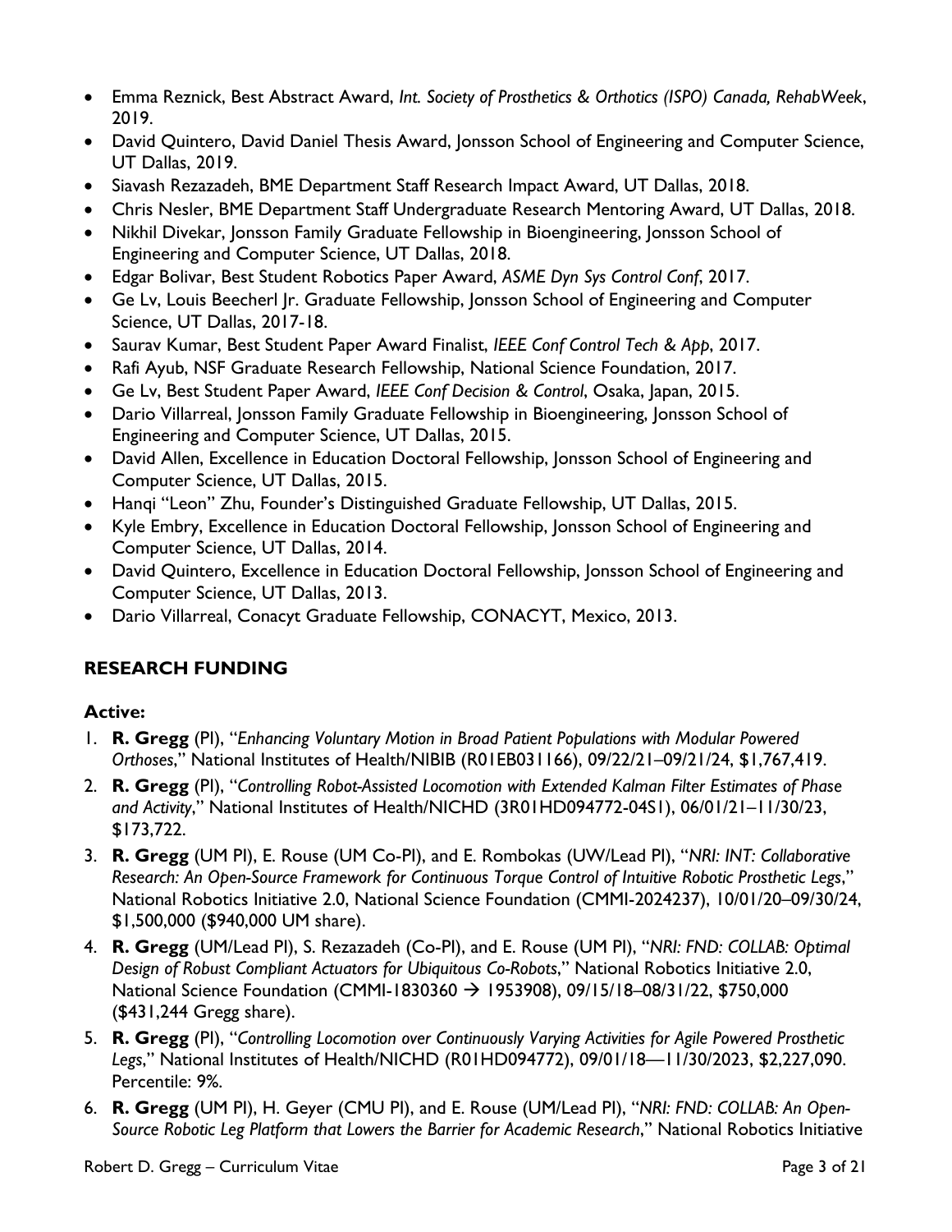- Emma Reznick, Best Abstract Award, *Int. Society of Prosthetics & Orthotics (ISPO) Canada, RehabWeek*, 2019.
- David Quintero, David Daniel Thesis Award, Jonsson School of Engineering and Computer Science, UT Dallas, 2019.
- Siavash Rezazadeh, BME Department Staff Research Impact Award, UT Dallas, 2018.
- Chris Nesler, BME Department Staff Undergraduate Research Mentoring Award, UT Dallas, 2018.
- Nikhil Divekar, Jonsson Family Graduate Fellowship in Bioengineering, Jonsson School of Engineering and Computer Science, UT Dallas, 2018.
- Edgar Bolivar, Best Student Robotics Paper Award, *ASME Dyn Sys Control Conf*, 2017.
- Ge Lv, Louis Beecherl Jr. Graduate Fellowship, Jonsson School of Engineering and Computer Science, UT Dallas, 2017-18.
- Saurav Kumar, Best Student Paper Award Finalist, *IEEE Conf Control Tech & App*, 2017.
- Rafi Ayub, NSF Graduate Research Fellowship, National Science Foundation, 2017.
- Ge Lv, Best Student Paper Award, *IEEE Conf Decision & Control*, Osaka, Japan, 2015.
- Dario Villarreal, Jonsson Family Graduate Fellowship in Bioengineering, Jonsson School of Engineering and Computer Science, UT Dallas, 2015.
- David Allen, Excellence in Education Doctoral Fellowship, Jonsson School of Engineering and Computer Science, UT Dallas, 2015.
- Hanqi "Leon" Zhu, Founder's Distinguished Graduate Fellowship, UT Dallas, 2015.
- Kyle Embry, Excellence in Education Doctoral Fellowship, Jonsson School of Engineering and Computer Science, UT Dallas, 2014.
- David Quintero, Excellence in Education Doctoral Fellowship, Jonsson School of Engineering and Computer Science, UT Dallas, 2013.
- Dario Villarreal, Conacyt Graduate Fellowship, CONACYT, Mexico, 2013.

## RESEARCH FUNDING

### Active:

1. **R. Gregg** (PI), "*Enhancing Voluntary Motion in Broad Patient Populations with Modular Powered Orthoses*," National Institutes of Health/NIBIB (R01EB031166), 09/22/21–09/21/24, $1,767,419.
2. **R. Gregg** (PI), "*Controlling Robot-Assisted Locomotion with Extended Kalman Filter Estimates of Phase and Activity*," National Institutes of Health/NICHD (3R01HD094772-04S1), 06/01/21–11/30/23, $173,722.
3. **R. Gregg** (UM PI), E. Rouse (UM Co-PI), and E. Rombokas (UW/Lead PI), "*NRI: INT: Collaborative Research: An Open-Source Framework for Continuous Torque Control of Intuitive Robotic Prosthetic Legs*," National Robotics Initiative 2.0, National Science Foundation (CMMI-2024237), 10/01/20–09/30/24, $1,500,000 ($940,000 UM share).
4. **R. Gregg** (UM/Lead PI), S. Rezazadeh (Co-PI), and E. Rouse (UM PI), "*NRI: FND: COLLAB: Optimal Design of Robust Compliant Actuators for Ubiquitous Co-Robots*," National Robotics Initiative 2.0, National Science Foundation (CMMI-1830360 → 1953908), 09/15/18–08/31/22, $750,000 ($431,244 Gregg share).
5. **R. Gregg** (PI), "*Controlling Locomotion over Continuously Varying Activities for Agile Powered Prosthetic Legs*," National Institutes of Health/NICHD (R01HD094772), 09/01/18—11/30/2023, $2,227,090. Percentile: 9%.
6. **R. Gregg** (UM PI), H. Geyer (CMU PI), and E. Rouse (UM/Lead PI), "*NRI: FND: COLLAB: An Open-Source Robotic Leg Platform that Lowers the Barrier for Academic Research*," National Robotics Initiative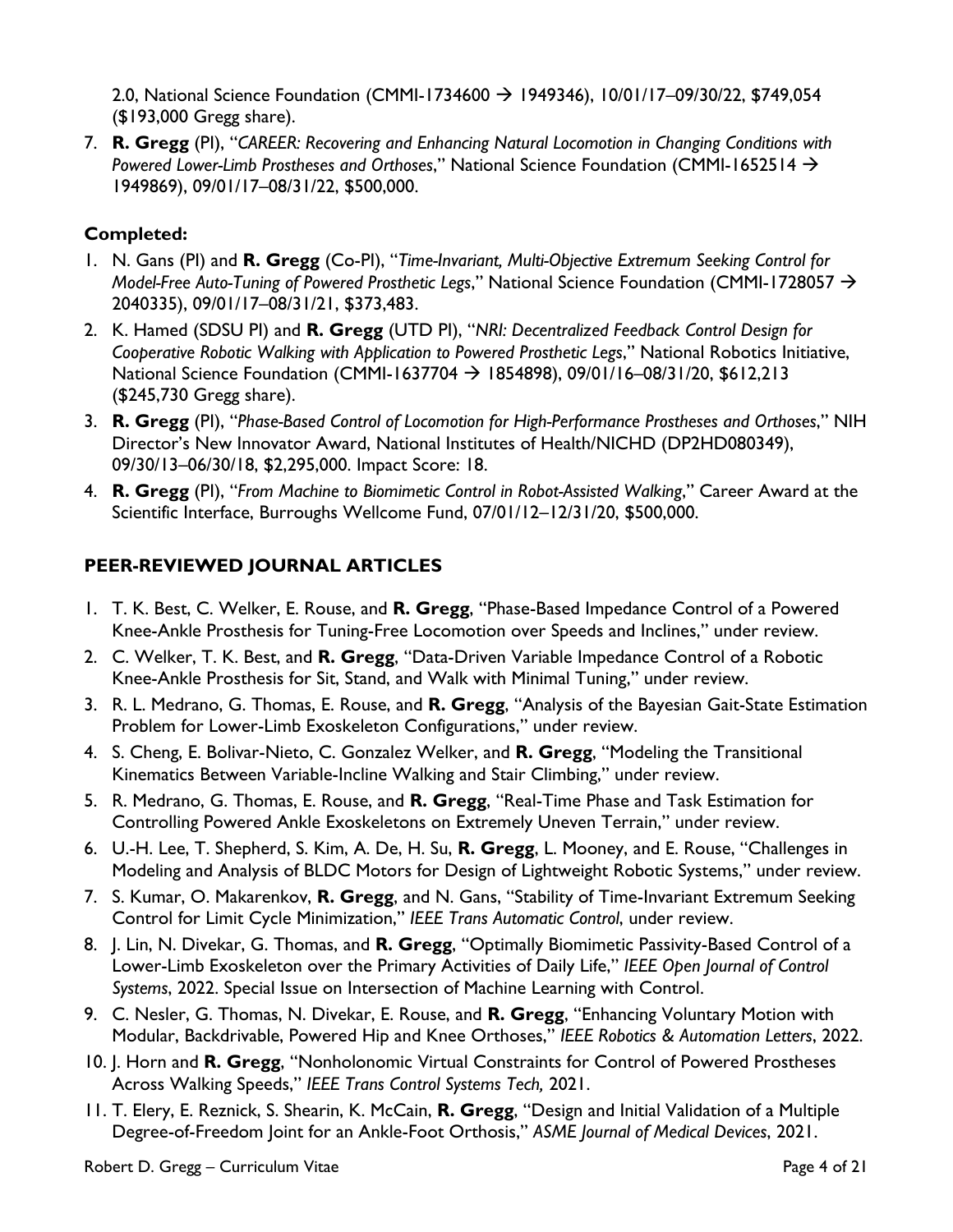2.0, National Science Foundation (CMMI-1734600 → 1949346), 10/01/17–09/30/22, $749,054 ($193,000 Gregg share).

7. **R. Gregg** (PI), "*CAREER: Recovering and Enhancing Natural Locomotion in Changing Conditions with Powered Lower-Limb Prostheses and Orthoses*," National Science Foundation (CMMI-1652514 → 1949869), 09/01/17–08/31/22, $500,000.

### Completed:

1. N. Gans (PI) and **R. Gregg** (Co-PI), "*Time-Invariant, Multi-Objective Extremum Seeking Control for Model-Free Auto-Tuning of Powered Prosthetic Legs*," National Science Foundation (CMMI-1728057 → 2040335), 09/01/17–08/31/21, $373,483.
2. K. Hamed (SDSU PI) and **R. Gregg** (UTD PI), "*NRI: Decentralized Feedback Control Design for Cooperative Robotic Walking with Application to Powered Prosthetic Legs*," National Robotics Initiative, National Science Foundation (CMMI-1637704 → 1854898), 09/01/16–08/31/20, $612,213 ($245,730 Gregg share).
3. **R. Gregg** (PI), "*Phase-Based Control of Locomotion for High-Performance Prostheses and Orthoses*," NIH Director's New Innovator Award, National Institutes of Health/NICHD (DP2HD080349), 09/30/13–06/30/18, $2,295,000. Impact Score: 18.
4. **R. Gregg** (PI), "*From Machine to Biomimetic Control in Robot-Assisted Walking*," Career Award at the Scientific Interface, Burroughs Wellcome Fund, 07/01/12–12/31/20, $500,000.

## PEER-REVIEWED JOURNAL ARTICLES

1. T. K. Best, C. Welker, E. Rouse, and **R. Gregg**, "Phase-Based Impedance Control of a Powered Knee-Ankle Prosthesis for Tuning-Free Locomotion over Speeds and Inclines," under review.
2. C. Welker, T. K. Best, and **R. Gregg**, "Data-Driven Variable Impedance Control of a Robotic Knee-Ankle Prosthesis for Sit, Stand, and Walk with Minimal Tuning," under review.
3. R. L. Medrano, G. Thomas, E. Rouse, and **R. Gregg**, "Analysis of the Bayesian Gait-State Estimation Problem for Lower-Limb Exoskeleton Configurations," under review.
4. S. Cheng, E. Bolivar-Nieto, C. Gonzalez Welker, and **R. Gregg**, "Modeling the Transitional Kinematics Between Variable-Incline Walking and Stair Climbing," under review.
5. R. Medrano, G. Thomas, E. Rouse, and **R. Gregg**, "Real-Time Phase and Task Estimation for Controlling Powered Ankle Exoskeletons on Extremely Uneven Terrain," under review.
6. U.-H. Lee, T. Shepherd, S. Kim, A. De, H. Su, **R. Gregg**, L. Mooney, and E. Rouse, "Challenges in Modeling and Analysis of BLDC Motors for Design of Lightweight Robotic Systems," under review.
7. S. Kumar, O. Makarenkov, **R. Gregg**, and N. Gans, "Stability of Time-Invariant Extremum Seeking Control for Limit Cycle Minimization," *IEEE Trans Automatic Control*, under review.
8. J. Lin, N. Divekar, G. Thomas, and **R. Gregg**, "Optimally Biomimetic Passivity-Based Control of a Lower-Limb Exoskeleton over the Primary Activities of Daily Life," *IEEE Open Journal of Control Systems*, 2022. Special Issue on Intersection of Machine Learning with Control.
9. C. Nesler, G. Thomas, N. Divekar, E. Rouse, and **R. Gregg**, "Enhancing Voluntary Motion with Modular, Backdrivable, Powered Hip and Knee Orthoses," *IEEE Robotics & Automation Letters*, 2022.
10. J. Horn and **R. Gregg**, "Nonholonomic Virtual Constraints for Control of Powered Prostheses Across Walking Speeds," *IEEE Trans Control Systems Tech,* 2021.
11. T. Elery, E. Reznick, S. Shearin, K. McCain, **R. Gregg**, "Design and Initial Validation of a Multiple Degree-of-Freedom Joint for an Ankle-Foot Orthosis," *ASME Journal of Medical Devices*, 2021.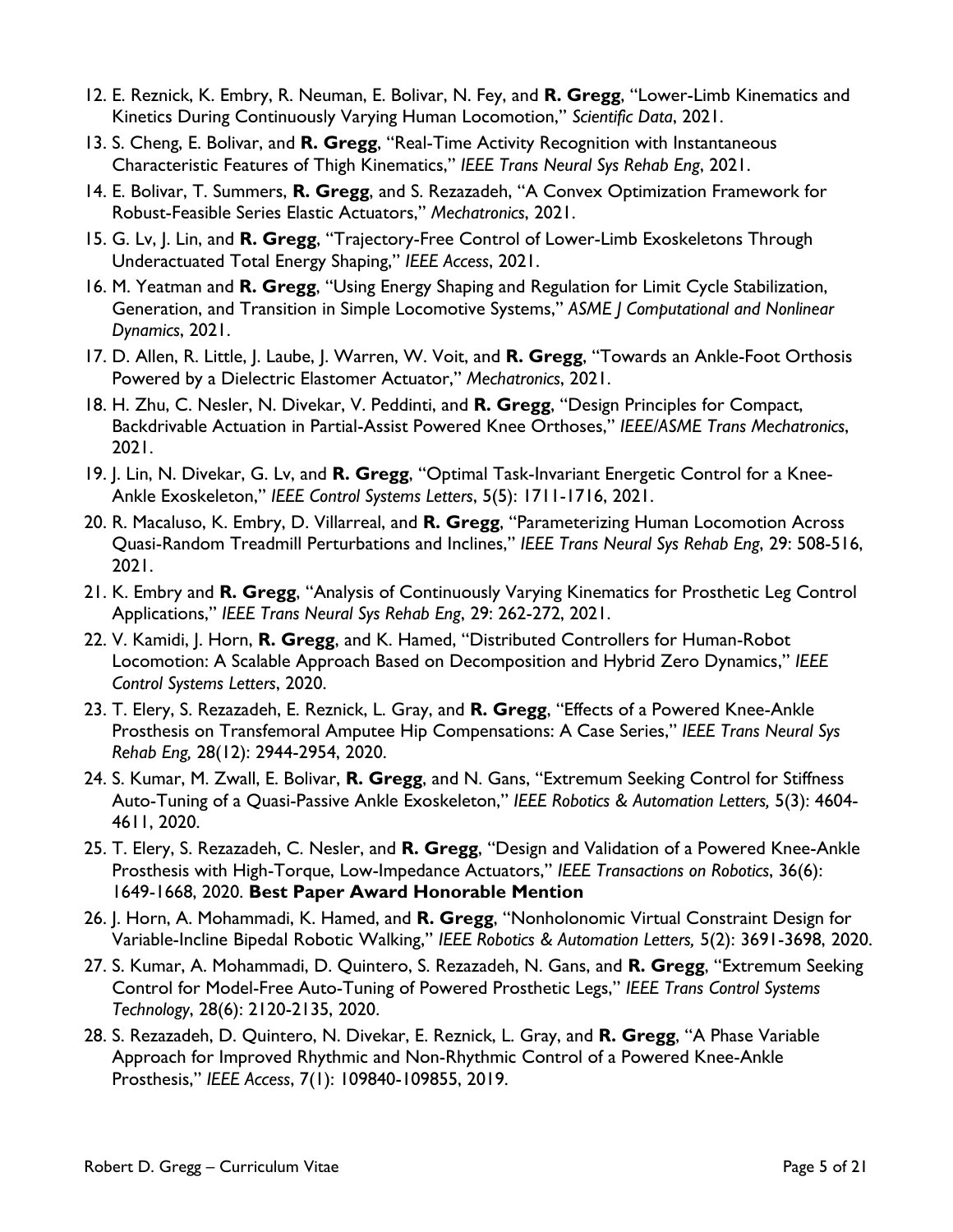12. E. Reznick, K. Embry, R. Neuman, E. Bolivar, N. Fey, and **R. Gregg**, "Lower-Limb Kinematics and Kinetics During Continuously Varying Human Locomotion," *Scientific Data*, 2021.
13. S. Cheng, E. Bolivar, and **R. Gregg**, "Real-Time Activity Recognition with Instantaneous Characteristic Features of Thigh Kinematics," *IEEE Trans Neural Sys Rehab Eng*, 2021.
14. E. Bolivar, T. Summers, **R. Gregg**, and S. Rezazadeh, "A Convex Optimization Framework for Robust-Feasible Series Elastic Actuators," *Mechatronics*, 2021.
15. G. Lv, J. Lin, and **R. Gregg**, "Trajectory-Free Control of Lower-Limb Exoskeletons Through Underactuated Total Energy Shaping," *IEEE Access*, 2021.
16. M. Yeatman and **R. Gregg**, "Using Energy Shaping and Regulation for Limit Cycle Stabilization, Generation, and Transition in Simple Locomotive Systems," *ASME J Computational and Nonlinear Dynamics*, 2021.
17. D. Allen, R. Little, J. Laube, J. Warren, W. Voit, and **R. Gregg**, "Towards an Ankle-Foot Orthosis Powered by a Dielectric Elastomer Actuator," *Mechatronics*, 2021.
18. H. Zhu, C. Nesler, N. Divekar, V. Peddinti, and **R. Gregg**, "Design Principles for Compact, Backdrivable Actuation in Partial-Assist Powered Knee Orthoses," *IEEE/ASME Trans Mechatronics*, 2021.
19. J. Lin, N. Divekar, G. Lv, and **R. Gregg**, "Optimal Task-Invariant Energetic Control for a Knee-Ankle Exoskeleton," *IEEE Control Systems Letters*, 5(5): 1711-1716, 2021.
20. R. Macaluso, K. Embry, D. Villarreal, and **R. Gregg**, "Parameterizing Human Locomotion Across Quasi-Random Treadmill Perturbations and Inclines," *IEEE Trans Neural Sys Rehab Eng*, 29: 508-516, 2021.
21. K. Embry and **R. Gregg**, "Analysis of Continuously Varying Kinematics for Prosthetic Leg Control Applications," *IEEE Trans Neural Sys Rehab Eng*, 29: 262-272, 2021.
22. V. Kamidi, J. Horn, **R. Gregg**, and K. Hamed, "Distributed Controllers for Human-Robot Locomotion: A Scalable Approach Based on Decomposition and Hybrid Zero Dynamics," *IEEE Control Systems Letters*, 2020.
23. T. Elery, S. Rezazadeh, E. Reznick, L. Gray, and **R. Gregg**, "Effects of a Powered Knee-Ankle Prosthesis on Transfemoral Amputee Hip Compensations: A Case Series," *IEEE Trans Neural Sys Rehab Eng,* 28(12): 2944-2954, 2020.
24. S. Kumar, M. Zwall, E. Bolivar, **R. Gregg**, and N. Gans, "Extremum Seeking Control for Stiffness Auto-Tuning of a Quasi-Passive Ankle Exoskeleton," *IEEE Robotics & Automation Letters,* 5(3): 4604-4611, 2020.
25. T. Elery, S. Rezazadeh, C. Nesler, and **R. Gregg**, "Design and Validation of a Powered Knee-Ankle Prosthesis with High-Torque, Low-Impedance Actuators," *IEEE Transactions on Robotics*, 36(6): 1649-1668, 2020. **Best Paper Award Honorable Mention**
26. J. Horn, A. Mohammadi, K. Hamed, and **R. Gregg**, "Nonholonomic Virtual Constraint Design for Variable-Incline Bipedal Robotic Walking," *IEEE Robotics & Automation Letters,* 5(2): 3691-3698, 2020.
27. S. Kumar, A. Mohammadi, D. Quintero, S. Rezazadeh, N. Gans, and **R. Gregg**, "Extremum Seeking Control for Model-Free Auto-Tuning of Powered Prosthetic Legs," *IEEE Trans Control Systems Technology*, 28(6): 2120-2135, 2020.
28. S. Rezazadeh, D. Quintero, N. Divekar, E. Reznick, L. Gray, and **R. Gregg**, "A Phase Variable Approach for Improved Rhythmic and Non-Rhythmic Control of a Powered Knee-Ankle Prosthesis," *IEEE Access*, 7(1): 109840-109855, 2019.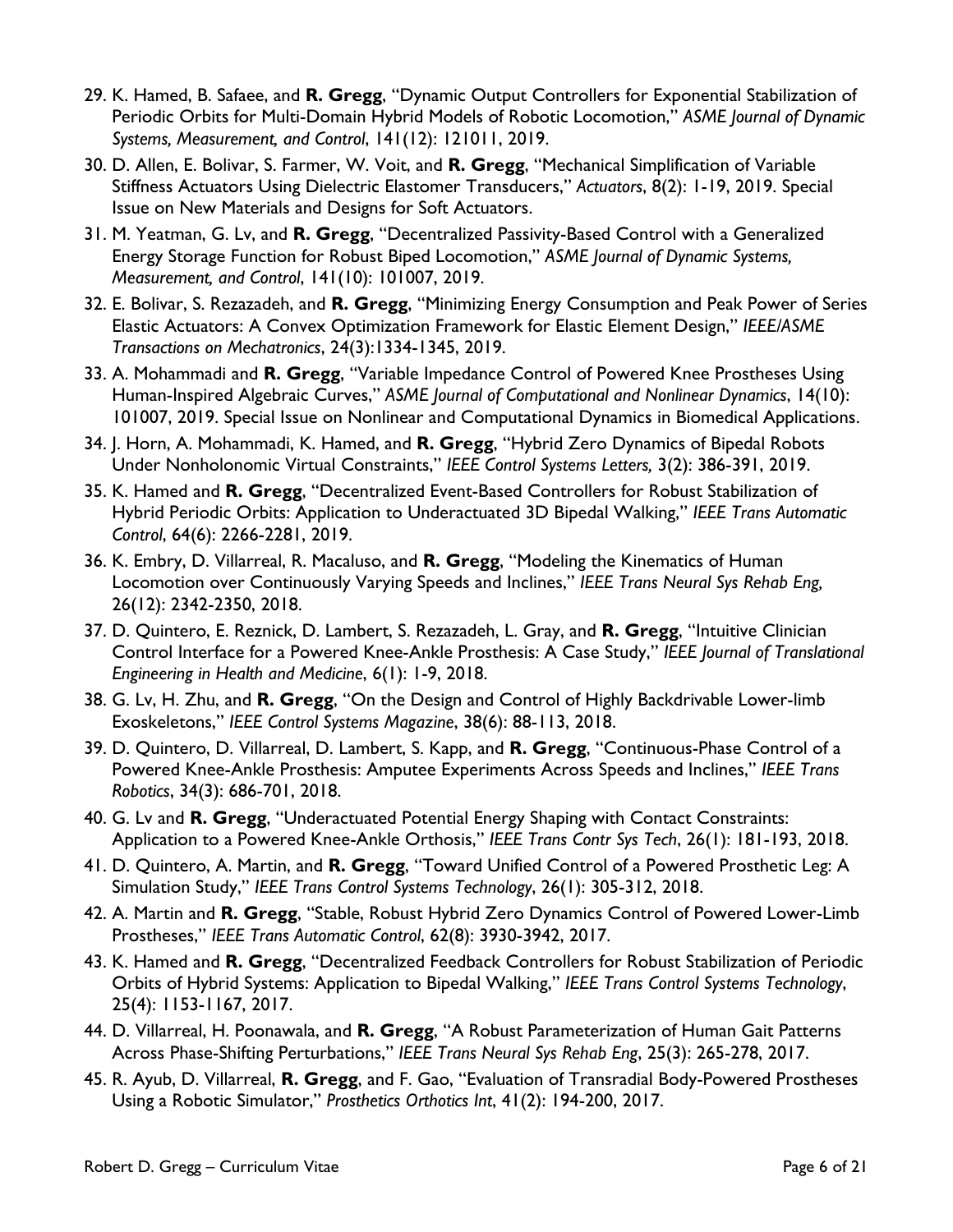29. K. Hamed, B. Safaee, and **R. Gregg**, "Dynamic Output Controllers for Exponential Stabilization of Periodic Orbits for Multi-Domain Hybrid Models of Robotic Locomotion," *ASME Journal of Dynamic Systems, Measurement, and Control*, 141(12): 121011, 2019.
30. D. Allen, E. Bolivar, S. Farmer, W. Voit, and **R. Gregg**, "Mechanical Simplification of Variable Stiffness Actuators Using Dielectric Elastomer Transducers," *Actuators*, 8(2): 1-19, 2019. Special Issue on New Materials and Designs for Soft Actuators.
31. M. Yeatman, G. Lv, and **R. Gregg**, "Decentralized Passivity-Based Control with a Generalized Energy Storage Function for Robust Biped Locomotion," *ASME Journal of Dynamic Systems, Measurement, and Control*, 141(10): 101007, 2019.
32. E. Bolivar, S. Rezazadeh, and **R. Gregg**, "Minimizing Energy Consumption and Peak Power of Series Elastic Actuators: A Convex Optimization Framework for Elastic Element Design," *IEEE/ASME Transactions on Mechatronics*, 24(3):1334-1345, 2019.
33. A. Mohammadi and **R. Gregg**, "Variable Impedance Control of Powered Knee Prostheses Using Human-Inspired Algebraic Curves," *ASME Journal of Computational and Nonlinear Dynamics*, 14(10): 101007, 2019. Special Issue on Nonlinear and Computational Dynamics in Biomedical Applications.
34. J. Horn, A. Mohammadi, K. Hamed, and **R. Gregg**, "Hybrid Zero Dynamics of Bipedal Robots Under Nonholonomic Virtual Constraints," *IEEE Control Systems Letters,* 3(2): 386-391, 2019.
35. K. Hamed and **R. Gregg**, "Decentralized Event-Based Controllers for Robust Stabilization of Hybrid Periodic Orbits: Application to Underactuated 3D Bipedal Walking," *IEEE Trans Automatic Control*, 64(6): 2266-2281, 2019.
36. K. Embry, D. Villarreal, R. Macaluso, and **R. Gregg**, "Modeling the Kinematics of Human Locomotion over Continuously Varying Speeds and Inclines," *IEEE Trans Neural Sys Rehab Eng,* 26(12): 2342-2350, 2018.
37. D. Quintero, E. Reznick, D. Lambert, S. Rezazadeh, L. Gray, and **R. Gregg**, "Intuitive Clinician Control Interface for a Powered Knee-Ankle Prosthesis: A Case Study," *IEEE Journal of Translational Engineering in Health and Medicine*, 6(1): 1-9, 2018.
38. G. Lv, H. Zhu, and **R. Gregg**, "On the Design and Control of Highly Backdrivable Lower-limb Exoskeletons," *IEEE Control Systems Magazine*, 38(6): 88-113, 2018.
39. D. Quintero, D. Villarreal, D. Lambert, S. Kapp, and **R. Gregg**, "Continuous-Phase Control of a Powered Knee-Ankle Prosthesis: Amputee Experiments Across Speeds and Inclines," *IEEE Trans Robotics*, 34(3): 686-701, 2018.
40. G. Lv and **R. Gregg**, "Underactuated Potential Energy Shaping with Contact Constraints: Application to a Powered Knee-Ankle Orthosis," *IEEE Trans Contr Sys Tech*, 26(1): 181-193, 2018.
41. D. Quintero, A. Martin, and **R. Gregg**, "Toward Unified Control of a Powered Prosthetic Leg: A Simulation Study," *IEEE Trans Control Systems Technology*, 26(1): 305-312, 2018.
42. A. Martin and **R. Gregg**, "Stable, Robust Hybrid Zero Dynamics Control of Powered Lower-Limb Prostheses," *IEEE Trans Automatic Control*, 62(8): 3930-3942, 2017.
43. K. Hamed and **R. Gregg**, "Decentralized Feedback Controllers for Robust Stabilization of Periodic Orbits of Hybrid Systems: Application to Bipedal Walking," *IEEE Trans Control Systems Technology*, 25(4): 1153-1167, 2017.
44. D. Villarreal, H. Poonawala, and **R. Gregg**, "A Robust Parameterization of Human Gait Patterns Across Phase-Shifting Perturbations," *IEEE Trans Neural Sys Rehab Eng*, 25(3): 265-278, 2017.
45. R. Ayub, D. Villarreal, **R. Gregg**, and F. Gao, "Evaluation of Transradial Body-Powered Prostheses Using a Robotic Simulator," *Prosthetics Orthotics Int*, 41(2): 194-200, 2017.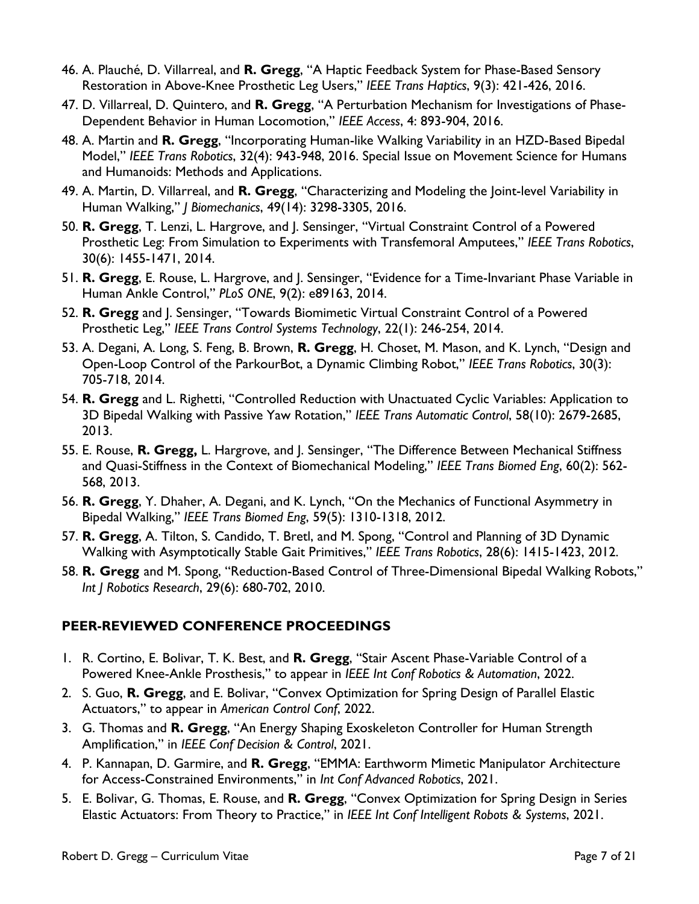46. A. Plauché, D. Villarreal, and **R. Gregg**, "A Haptic Feedback System for Phase-Based Sensory Restoration in Above-Knee Prosthetic Leg Users," *IEEE Trans Haptics*, 9(3): 421-426, 2016.
47. D. Villarreal, D. Quintero, and **R. Gregg**, "A Perturbation Mechanism for Investigations of Phase-Dependent Behavior in Human Locomotion," *IEEE Access*, 4: 893-904, 2016.
48. A. Martin and **R. Gregg**, "Incorporating Human-like Walking Variability in an HZD-Based Bipedal Model," *IEEE Trans Robotics*, 32(4): 943-948, 2016. Special Issue on Movement Science for Humans and Humanoids: Methods and Applications.
49. A. Martin, D. Villarreal, and **R. Gregg**, "Characterizing and Modeling the Joint-level Variability in Human Walking," *J Biomechanics*, 49(14): 3298-3305, 2016.
50. **R. Gregg**, T. Lenzi, L. Hargrove, and J. Sensinger, "Virtual Constraint Control of a Powered Prosthetic Leg: From Simulation to Experiments with Transfemoral Amputees," *IEEE Trans Robotics*, 30(6): 1455-1471, 2014.
51. **R. Gregg**, E. Rouse, L. Hargrove, and J. Sensinger, "Evidence for a Time-Invariant Phase Variable in Human Ankle Control," *PLoS ONE*, 9(2): e89163, 2014.
52. **R. Gregg** and J. Sensinger, "Towards Biomimetic Virtual Constraint Control of a Powered Prosthetic Leg," *IEEE Trans Control Systems Technology*, 22(1): 246-254, 2014.
53. A. Degani, A. Long, S. Feng, B. Brown, **R. Gregg**, H. Choset, M. Mason, and K. Lynch, "Design and Open-Loop Control of the ParkourBot, a Dynamic Climbing Robot," *IEEE Trans Robotics*, 30(3): 705-718, 2014.
54. **R. Gregg** and L. Righetti, "Controlled Reduction with Unactuated Cyclic Variables: Application to 3D Bipedal Walking with Passive Yaw Rotation," *IEEE Trans Automatic Control*, 58(10): 2679-2685, 2013.
55. E. Rouse, **R. Gregg,** L. Hargrove, and J. Sensinger, "The Difference Between Mechanical Stiffness and Quasi-Stiffness in the Context of Biomechanical Modeling," *IEEE Trans Biomed Eng*, 60(2): 562-568, 2013.
56. **R. Gregg**, Y. Dhaher, A. Degani, and K. Lynch, "On the Mechanics of Functional Asymmetry in Bipedal Walking," *IEEE Trans Biomed Eng*, 59(5): 1310-1318, 2012.
57. **R. Gregg**, A. Tilton, S. Candido, T. Bretl, and M. Spong, "Control and Planning of 3D Dynamic Walking with Asymptotically Stable Gait Primitives," *IEEE Trans Robotics*, 28(6): 1415-1423, 2012.
58. **R. Gregg** and M. Spong, "Reduction-Based Control of Three-Dimensional Bipedal Walking Robots," *Int J Robotics Research*, 29(6): 680-702, 2010.

## PEER-REVIEWED CONFERENCE PROCEEDINGS

1. R. Cortino, E. Bolivar, T. K. Best, and **R. Gregg**, "Stair Ascent Phase-Variable Control of a Powered Knee-Ankle Prosthesis," to appear in *IEEE Int Conf Robotics & Automation*, 2022.
2. S. Guo, **R. Gregg**, and E. Bolivar, "Convex Optimization for Spring Design of Parallel Elastic Actuators," to appear in *American Control Conf*, 2022.
3. G. Thomas and **R. Gregg**, "An Energy Shaping Exoskeleton Controller for Human Strength Amplification," in *IEEE Conf Decision & Control*, 2021.
4. P. Kannapan, D. Garmire, and **R. Gregg**, "EMMA: Earthworm Mimetic Manipulator Architecture for Access-Constrained Environments," in *Int Conf Advanced Robotics*, 2021.
5. E. Bolivar, G. Thomas, E. Rouse, and **R. Gregg**, "Convex Optimization for Spring Design in Series Elastic Actuators: From Theory to Practice," in *IEEE Int Conf Intelligent Robots & Systems*, 2021.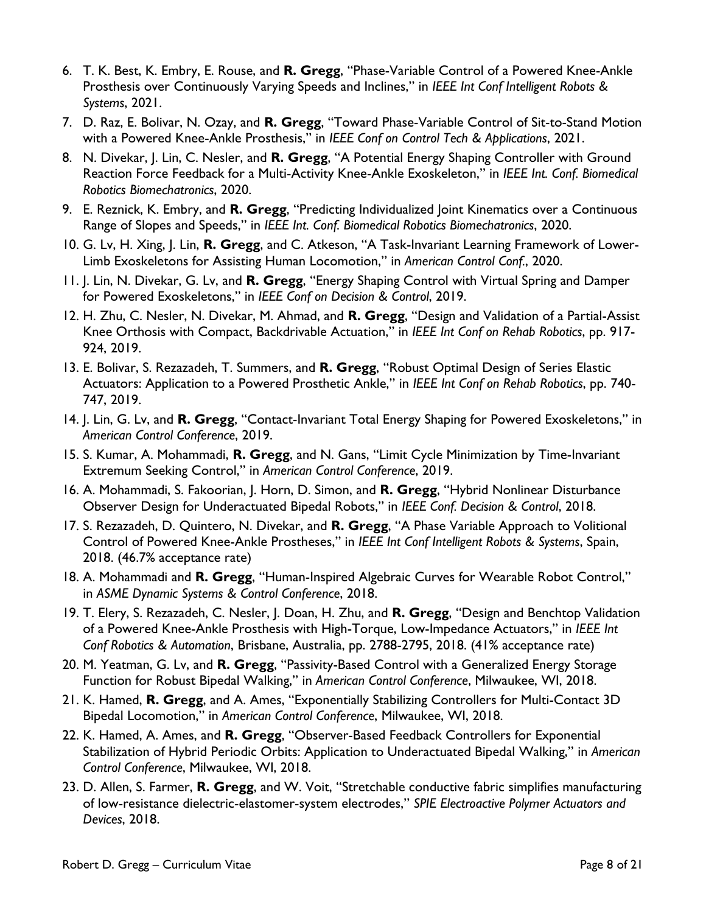6. T. K. Best, K. Embry, E. Rouse, and **R. Gregg**, "Phase-Variable Control of a Powered Knee-Ankle Prosthesis over Continuously Varying Speeds and Inclines," in *IEEE Int Conf Intelligent Robots & Systems*, 2021.
7. D. Raz, E. Bolivar, N. Ozay, and **R. Gregg**, "Toward Phase-Variable Control of Sit-to-Stand Motion with a Powered Knee-Ankle Prosthesis," in *IEEE Conf on Control Tech & Applications*, 2021.
8. N. Divekar, J. Lin, C. Nesler, and **R. Gregg**, "A Potential Energy Shaping Controller with Ground Reaction Force Feedback for a Multi-Activity Knee-Ankle Exoskeleton," in *IEEE Int. Conf. Biomedical Robotics Biomechatronics*, 2020.
9. E. Reznick, K. Embry, and **R. Gregg**, "Predicting Individualized Joint Kinematics over a Continuous Range of Slopes and Speeds," in *IEEE Int. Conf. Biomedical Robotics Biomechatronics*, 2020.
10. G. Lv, H. Xing, J. Lin, **R. Gregg**, and C. Atkeson, "A Task-Invariant Learning Framework of Lower-Limb Exoskeletons for Assisting Human Locomotion," in *American Control Conf.*, 2020.
11. J. Lin, N. Divekar, G. Lv, and **R. Gregg**, "Energy Shaping Control with Virtual Spring and Damper for Powered Exoskeletons," in *IEEE Conf on Decision & Control*, 2019.
12. H. Zhu, C. Nesler, N. Divekar, M. Ahmad, and **R. Gregg**, "Design and Validation of a Partial-Assist Knee Orthosis with Compact, Backdrivable Actuation," in *IEEE Int Conf on Rehab Robotics*, pp. 917-924, 2019.
13. E. Bolivar, S. Rezazadeh, T. Summers, and **R. Gregg**, "Robust Optimal Design of Series Elastic Actuators: Application to a Powered Prosthetic Ankle," in *IEEE Int Conf on Rehab Robotics*, pp. 740-747, 2019.
14. J. Lin, G. Lv, and **R. Gregg**, "Contact-Invariant Total Energy Shaping for Powered Exoskeletons," in *American Control Conference*, 2019.
15. S. Kumar, A. Mohammadi, **R. Gregg**, and N. Gans, "Limit Cycle Minimization by Time-Invariant Extremum Seeking Control," in *American Control Conference*, 2019.
16. A. Mohammadi, S. Fakoorian, J. Horn, D. Simon, and **R. Gregg**, "Hybrid Nonlinear Disturbance Observer Design for Underactuated Bipedal Robots," in *IEEE Conf. Decision & Control*, 2018.
17. S. Rezazadeh, D. Quintero, N. Divekar, and **R. Gregg**, "A Phase Variable Approach to Volitional Control of Powered Knee-Ankle Prostheses," in *IEEE Int Conf Intelligent Robots & Systems*, Spain, 2018. (46.7% acceptance rate)
18. A. Mohammadi and **R. Gregg**, "Human-Inspired Algebraic Curves for Wearable Robot Control," in *ASME Dynamic Systems & Control Conference*, 2018.
19. T. Elery, S. Rezazadeh, C. Nesler, J. Doan, H. Zhu, and **R. Gregg**, "Design and Benchtop Validation of a Powered Knee-Ankle Prosthesis with High-Torque, Low-Impedance Actuators," in *IEEE Int Conf Robotics & Automation*, Brisbane, Australia, pp. 2788-2795, 2018. (41% acceptance rate)
20. M. Yeatman, G. Lv, and **R. Gregg**, "Passivity-Based Control with a Generalized Energy Storage Function for Robust Bipedal Walking," in *American Control Conference*, Milwaukee, WI, 2018.
21. K. Hamed, **R. Gregg**, and A. Ames, "Exponentially Stabilizing Controllers for Multi-Contact 3D Bipedal Locomotion," in *American Control Conference*, Milwaukee, WI, 2018.
22. K. Hamed, A. Ames, and **R. Gregg**, "Observer-Based Feedback Controllers for Exponential Stabilization of Hybrid Periodic Orbits: Application to Underactuated Bipedal Walking," in *American Control Conference*, Milwaukee, WI, 2018.
23. D. Allen, S. Farmer, **R. Gregg**, and W. Voit, "Stretchable conductive fabric simplifies manufacturing of low-resistance dielectric-elastomer-system electrodes," *SPIE Electroactive Polymer Actuators and Devices*, 2018.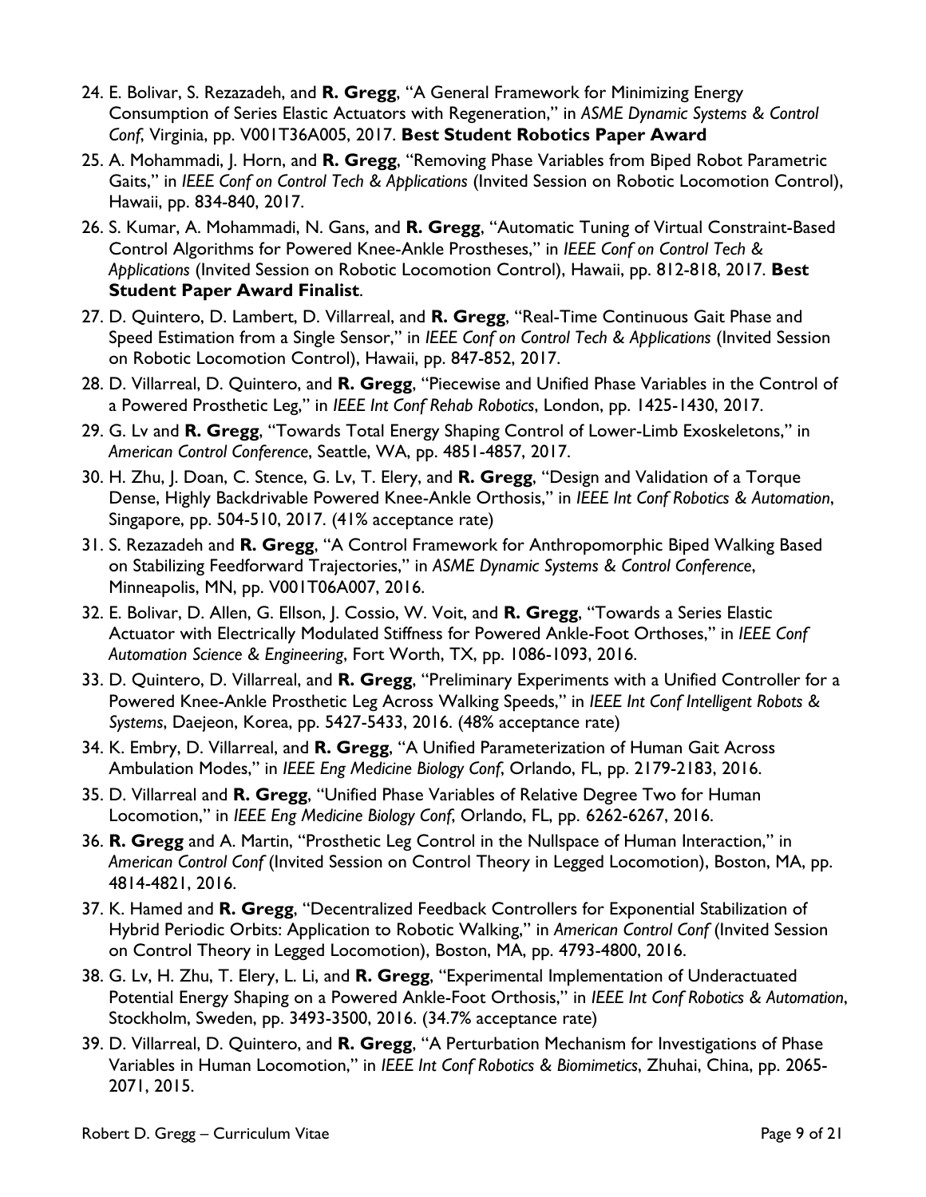24. E. Bolivar, S. Rezazadeh, and **R. Gregg**, "A General Framework for Minimizing Energy Consumption of Series Elastic Actuators with Regeneration," in *ASME Dynamic Systems & Control Conf*, Virginia, pp. V001T36A005, 2017. **Best Student Robotics Paper Award**
25. A. Mohammadi, J. Horn, and **R. Gregg**, "Removing Phase Variables from Biped Robot Parametric Gaits," in *IEEE Conf on Control Tech & Applications* (Invited Session on Robotic Locomotion Control), Hawaii, pp. 834-840, 2017.
26. S. Kumar, A. Mohammadi, N. Gans, and **R. Gregg**, "Automatic Tuning of Virtual Constraint-Based Control Algorithms for Powered Knee-Ankle Prostheses," in *IEEE Conf on Control Tech & Applications* (Invited Session on Robotic Locomotion Control), Hawaii, pp. 812-818, 2017. **Best Student Paper Award Finalist**.
27. D. Quintero, D. Lambert, D. Villarreal, and **R. Gregg**, "Real-Time Continuous Gait Phase and Speed Estimation from a Single Sensor," in *IEEE Conf on Control Tech & Applications* (Invited Session on Robotic Locomotion Control), Hawaii, pp. 847-852, 2017.
28. D. Villarreal, D. Quintero, and **R. Gregg**, "Piecewise and Unified Phase Variables in the Control of a Powered Prosthetic Leg," in *IEEE Int Conf Rehab Robotics*, London, pp. 1425-1430, 2017.
29. G. Lv and **R. Gregg**, "Towards Total Energy Shaping Control of Lower-Limb Exoskeletons," in *American Control Conference*, Seattle, WA, pp. 4851-4857, 2017.
30. H. Zhu, J. Doan, C. Stence, G. Lv, T. Elery, and **R. Gregg**, "Design and Validation of a Torque Dense, Highly Backdrivable Powered Knee-Ankle Orthosis," in *IEEE Int Conf Robotics & Automation*, Singapore, pp. 504-510, 2017. (41% acceptance rate)
31. S. Rezazadeh and **R. Gregg**, "A Control Framework for Anthropomorphic Biped Walking Based on Stabilizing Feedforward Trajectories," in *ASME Dynamic Systems & Control Conference*, Minneapolis, MN, pp. V001T06A007, 2016.
32. E. Bolivar, D. Allen, G. Ellson, J. Cossio, W. Voit, and **R. Gregg**, "Towards a Series Elastic Actuator with Electrically Modulated Stiffness for Powered Ankle-Foot Orthoses," in *IEEE Conf Automation Science & Engineering*, Fort Worth, TX, pp. 1086-1093, 2016.
33. D. Quintero, D. Villarreal, and **R. Gregg**, "Preliminary Experiments with a Unified Controller for a Powered Knee-Ankle Prosthetic Leg Across Walking Speeds," in *IEEE Int Conf Intelligent Robots & Systems*, Daejeon, Korea, pp. 5427-5433, 2016. (48% acceptance rate)
34. K. Embry, D. Villarreal, and **R. Gregg**, "A Unified Parameterization of Human Gait Across Ambulation Modes," in *IEEE Eng Medicine Biology Conf*, Orlando, FL, pp. 2179-2183, 2016.
35. D. Villarreal and **R. Gregg**, "Unified Phase Variables of Relative Degree Two for Human Locomotion," in *IEEE Eng Medicine Biology Conf*, Orlando, FL, pp. 6262-6267, 2016.
36. **R. Gregg** and A. Martin, "Prosthetic Leg Control in the Nullspace of Human Interaction," in *American Control Conf* (Invited Session on Control Theory in Legged Locomotion), Boston, MA, pp. 4814-4821, 2016.
37. K. Hamed and **R. Gregg**, "Decentralized Feedback Controllers for Exponential Stabilization of Hybrid Periodic Orbits: Application to Robotic Walking," in *American Control Conf* (Invited Session on Control Theory in Legged Locomotion), Boston, MA, pp. 4793-4800, 2016.
38. G. Lv, H. Zhu, T. Elery, L. Li, and **R. Gregg**, "Experimental Implementation of Underactuated Potential Energy Shaping on a Powered Ankle-Foot Orthosis," in *IEEE Int Conf Robotics & Automation*, Stockholm, Sweden, pp. 3493-3500, 2016. (34.7% acceptance rate)
39. D. Villarreal, D. Quintero, and **R. Gregg**, "A Perturbation Mechanism for Investigations of Phase Variables in Human Locomotion," in *IEEE Int Conf Robotics & Biomimetics*, Zhuhai, China, pp. 2065-2071, 2015.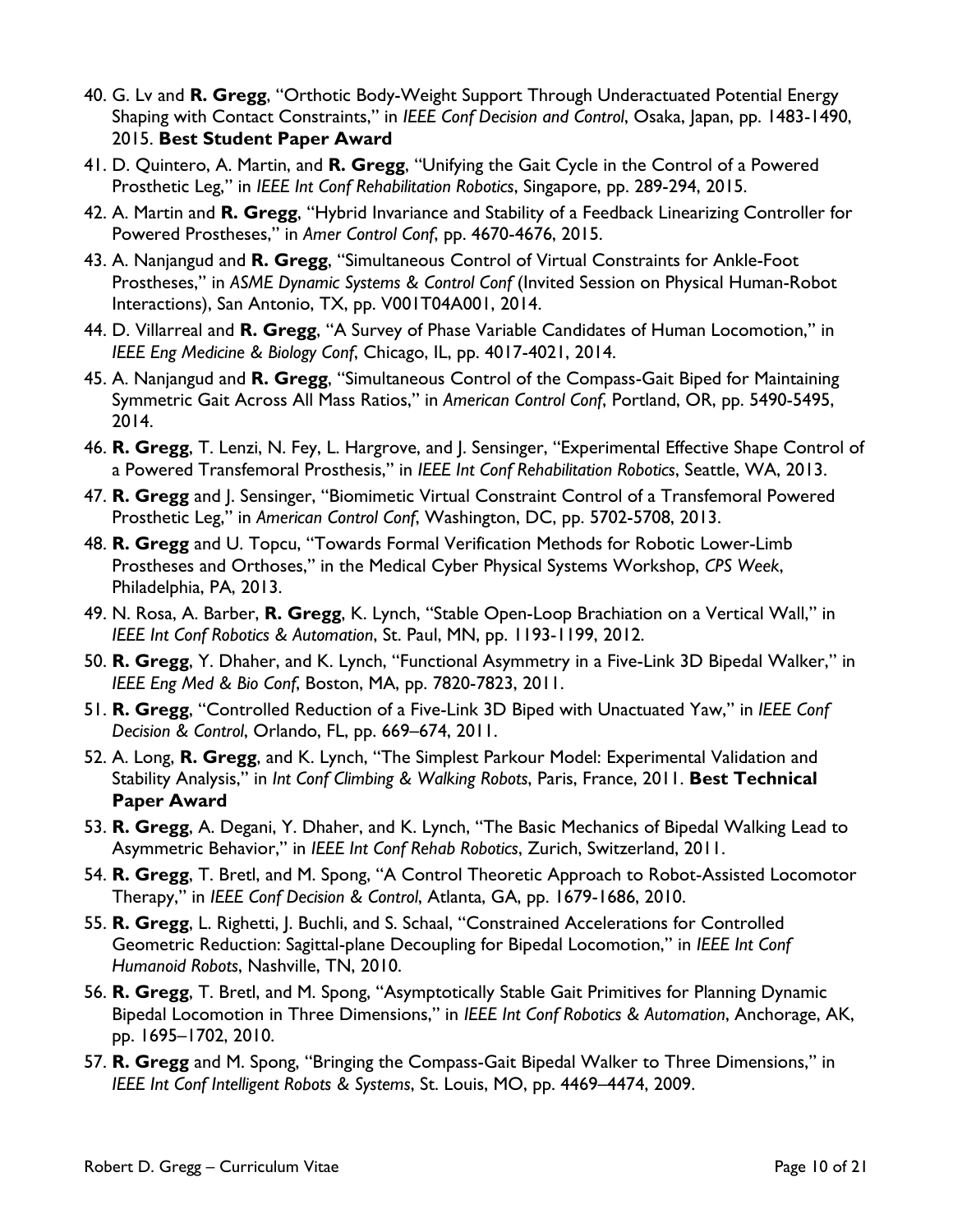40. G. Lv and **R. Gregg**, "Orthotic Body-Weight Support Through Underactuated Potential Energy Shaping with Contact Constraints," in *IEEE Conf Decision and Control*, Osaka, Japan, pp. 1483-1490, 2015. **Best Student Paper Award**
41. D. Quintero, A. Martin, and **R. Gregg**, "Unifying the Gait Cycle in the Control of a Powered Prosthetic Leg," in *IEEE Int Conf Rehabilitation Robotics*, Singapore, pp. 289-294, 2015.
42. A. Martin and **R. Gregg**, "Hybrid Invariance and Stability of a Feedback Linearizing Controller for Powered Prostheses," in *Amer Control Conf*, pp. 4670-4676, 2015.
43. A. Nanjangud and **R. Gregg**, "Simultaneous Control of Virtual Constraints for Ankle-Foot Prostheses," in *ASME Dynamic Systems & Control Conf* (Invited Session on Physical Human-Robot Interactions), San Antonio, TX, pp. V001T04A001, 2014.
44. D. Villarreal and **R. Gregg**, "A Survey of Phase Variable Candidates of Human Locomotion," in *IEEE Eng Medicine & Biology Conf*, Chicago, IL, pp. 4017-4021, 2014.
45. A. Nanjangud and **R. Gregg**, "Simultaneous Control of the Compass-Gait Biped for Maintaining Symmetric Gait Across All Mass Ratios," in *American Control Conf*, Portland, OR, pp. 5490-5495, 2014.
46. **R. Gregg**, T. Lenzi, N. Fey, L. Hargrove, and J. Sensinger, "Experimental Effective Shape Control of a Powered Transfemoral Prosthesis," in *IEEE Int Conf Rehabilitation Robotics*, Seattle, WA, 2013.
47. **R. Gregg** and J. Sensinger, "Biomimetic Virtual Constraint Control of a Transfemoral Powered Prosthetic Leg," in *American Control Conf*, Washington, DC, pp. 5702-5708, 2013.
48. **R. Gregg** and U. Topcu, "Towards Formal Verification Methods for Robotic Lower-Limb Prostheses and Orthoses," in the Medical Cyber Physical Systems Workshop, *CPS Week*, Philadelphia, PA, 2013.
49. N. Rosa, A. Barber, **R. Gregg**, K. Lynch, "Stable Open-Loop Brachiation on a Vertical Wall," in *IEEE Int Conf Robotics & Automation*, St. Paul, MN, pp. 1193-1199, 2012.
50. **R. Gregg**, Y. Dhaher, and K. Lynch, "Functional Asymmetry in a Five-Link 3D Bipedal Walker," in *IEEE Eng Med & Bio Conf*, Boston, MA, pp. 7820-7823, 2011.
51. **R. Gregg**, "Controlled Reduction of a Five-Link 3D Biped with Unactuated Yaw," in *IEEE Conf Decision & Control*, Orlando, FL, pp. 669–674, 2011.
52. A. Long, **R. Gregg**, and K. Lynch, "The Simplest Parkour Model: Experimental Validation and Stability Analysis," in *Int Conf Climbing & Walking Robots*, Paris, France, 2011. **Best Technical Paper Award**
53. **R. Gregg**, A. Degani, Y. Dhaher, and K. Lynch, "The Basic Mechanics of Bipedal Walking Lead to Asymmetric Behavior," in *IEEE Int Conf Rehab Robotics*, Zurich, Switzerland, 2011.
54. **R. Gregg**, T. Bretl, and M. Spong, "A Control Theoretic Approach to Robot-Assisted Locomotor Therapy," in *IEEE Conf Decision & Control*, Atlanta, GA, pp. 1679-1686, 2010.
55. **R. Gregg**, L. Righetti, J. Buchli, and S. Schaal, "Constrained Accelerations for Controlled Geometric Reduction: Sagittal-plane Decoupling for Bipedal Locomotion," in *IEEE Int Conf Humanoid Robots*, Nashville, TN, 2010.
56. **R. Gregg**, T. Bretl, and M. Spong, "Asymptotically Stable Gait Primitives for Planning Dynamic Bipedal Locomotion in Three Dimensions," in *IEEE Int Conf Robotics & Automation*, Anchorage, AK, pp. 1695–1702, 2010.
57. **R. Gregg** and M. Spong, "Bringing the Compass-Gait Bipedal Walker to Three Dimensions," in *IEEE Int Conf Intelligent Robots & Systems*, St. Louis, MO, pp. 4469–4474, 2009.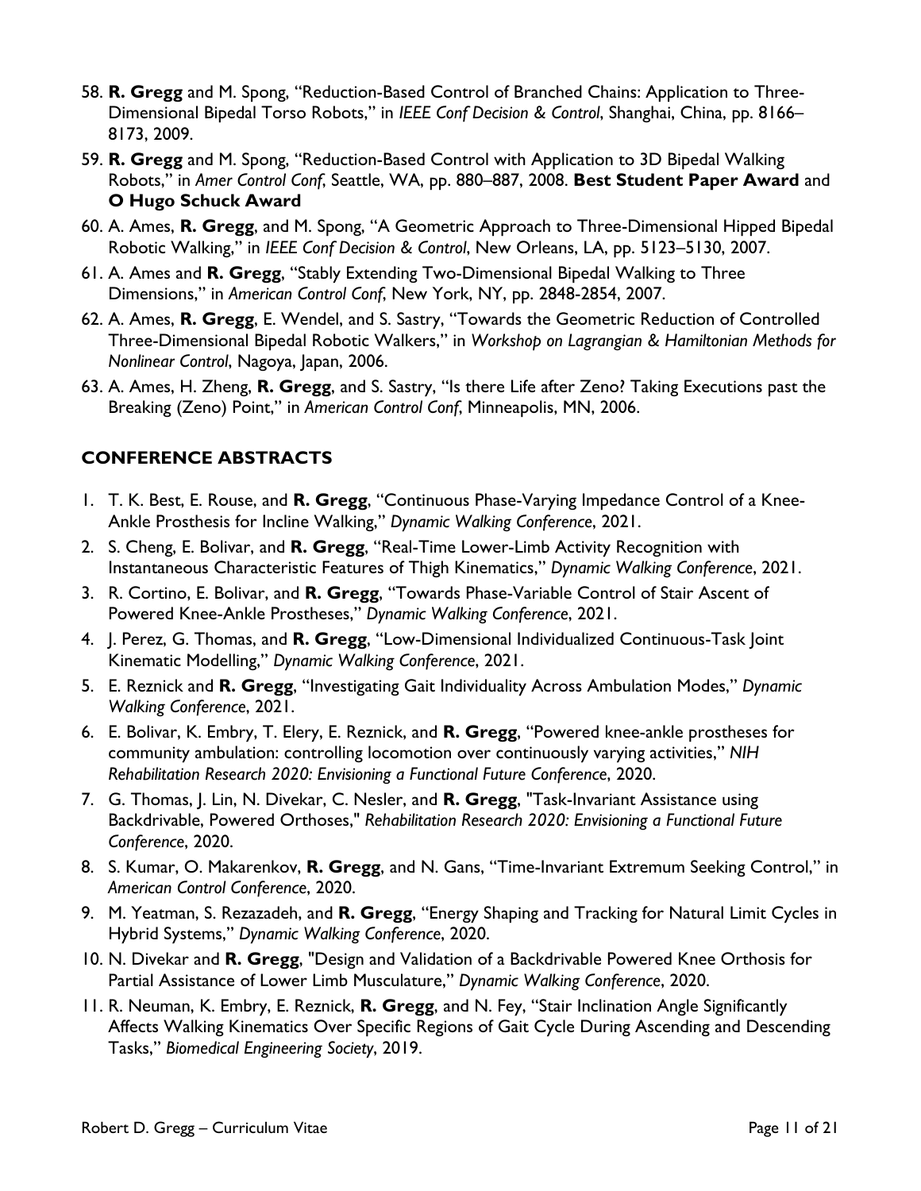58. **R. Gregg** and M. Spong, "Reduction-Based Control of Branched Chains: Application to Three-Dimensional Bipedal Torso Robots," in *IEEE Conf Decision & Control*, Shanghai, China, pp. 8166–8173, 2009.
59. **R. Gregg** and M. Spong, "Reduction-Based Control with Application to 3D Bipedal Walking Robots," in *Amer Control Conf*, Seattle, WA, pp. 880–887, 2008. **Best Student Paper Award** and **O Hugo Schuck Award**
60. A. Ames, **R. Gregg**, and M. Spong, "A Geometric Approach to Three-Dimensional Hipped Bipedal Robotic Walking," in *IEEE Conf Decision & Control*, New Orleans, LA, pp. 5123–5130, 2007.
61. A. Ames and **R. Gregg**, "Stably Extending Two-Dimensional Bipedal Walking to Three Dimensions," in *American Control Conf*, New York, NY, pp. 2848-2854, 2007.
62. A. Ames, **R. Gregg**, E. Wendel, and S. Sastry, "Towards the Geometric Reduction of Controlled Three-Dimensional Bipedal Robotic Walkers," in *Workshop on Lagrangian & Hamiltonian Methods for Nonlinear Control*, Nagoya, Japan, 2006.
63. A. Ames, H. Zheng, **R. Gregg**, and S. Sastry, "Is there Life after Zeno? Taking Executions past the Breaking (Zeno) Point," in *American Control Conf*, Minneapolis, MN, 2006.

## CONFERENCE ABSTRACTS

1. T. K. Best, E. Rouse, and **R. Gregg**, "Continuous Phase-Varying Impedance Control of a Knee-Ankle Prosthesis for Incline Walking," *Dynamic Walking Conference*, 2021.
2. S. Cheng, E. Bolivar, and **R. Gregg**, "Real-Time Lower-Limb Activity Recognition with Instantaneous Characteristic Features of Thigh Kinematics," *Dynamic Walking Conference*, 2021.
3. R. Cortino, E. Bolivar, and **R. Gregg**, "Towards Phase-Variable Control of Stair Ascent of Powered Knee-Ankle Prostheses," *Dynamic Walking Conference*, 2021.
4. J. Perez, G. Thomas, and **R. Gregg**, "Low-Dimensional Individualized Continuous-Task Joint Kinematic Modelling," *Dynamic Walking Conference*, 2021.
5. E. Reznick and **R. Gregg**, "Investigating Gait Individuality Across Ambulation Modes," *Dynamic Walking Conference*, 2021.
6. E. Bolivar, K. Embry, T. Elery, E. Reznick, and **R. Gregg**, "Powered knee-ankle prostheses for community ambulation: controlling locomotion over continuously varying activities," *NIH Rehabilitation Research 2020: Envisioning a Functional Future Conference*, 2020.
7. G. Thomas, J. Lin, N. Divekar, C. Nesler, and **R. Gregg**, "Task-Invariant Assistance using Backdrivable, Powered Orthoses," *Rehabilitation Research 2020: Envisioning a Functional Future Conference*, 2020.
8. S. Kumar, O. Makarenkov, **R. Gregg**, and N. Gans, "Time-Invariant Extremum Seeking Control," in *American Control Conference*, 2020.
9. M. Yeatman, S. Rezazadeh, and **R. Gregg**, "Energy Shaping and Tracking for Natural Limit Cycles in Hybrid Systems," *Dynamic Walking Conference*, 2020.
10. N. Divekar and **R. Gregg**, "Design and Validation of a Backdrivable Powered Knee Orthosis for Partial Assistance of Lower Limb Musculature," *Dynamic Walking Conference*, 2020.
11. R. Neuman, K. Embry, E. Reznick, **R. Gregg**, and N. Fey, "Stair Inclination Angle Significantly Affects Walking Kinematics Over Specific Regions of Gait Cycle During Ascending and Descending Tasks," *Biomedical Engineering Society*, 2019.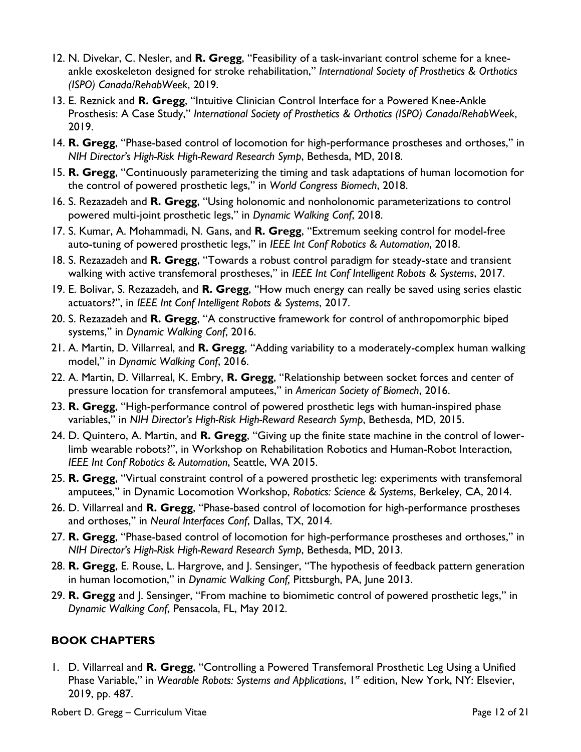12. N. Divekar, C. Nesler, and **R. Gregg**, "Feasibility of a task-invariant control scheme for a knee-ankle exoskeleton designed for stroke rehabilitation," *International Society of Prosthetics & Orthotics (ISPO) Canada/RehabWeek*, 2019.
13. E. Reznick and **R. Gregg**, "Intuitive Clinician Control Interface for a Powered Knee-Ankle Prosthesis: A Case Study," *International Society of Prosthetics & Orthotics (ISPO) Canada/RehabWeek*, 2019.
14. **R. Gregg**, "Phase-based control of locomotion for high-performance prostheses and orthoses," in *NIH Director's High-Risk High-Reward Research Symp*, Bethesda, MD, 2018.
15. **R. Gregg**, "Continuously parameterizing the timing and task adaptations of human locomotion for the control of powered prosthetic legs," in *World Congress Biomech*, 2018.
16. S. Rezazadeh and **R. Gregg**, "Using holonomic and nonholonomic parameterizations to control powered multi-joint prosthetic legs," in *Dynamic Walking Conf*, 2018.
17. S. Kumar, A. Mohammadi, N. Gans, and **R. Gregg**, "Extremum seeking control for model-free auto-tuning of powered prosthetic legs," in *IEEE Int Conf Robotics & Automation*, 2018.
18. S. Rezazadeh and **R. Gregg**, "Towards a robust control paradigm for steady-state and transient walking with active transfemoral prostheses," in *IEEE Int Conf Intelligent Robots & Systems*, 2017.
19. E. Bolivar, S. Rezazadeh, and **R. Gregg**, "How much energy can really be saved using series elastic actuators?", in *IEEE Int Conf Intelligent Robots & Systems*, 2017.
20. S. Rezazadeh and **R. Gregg**, "A constructive framework for control of anthropomorphic biped systems," in *Dynamic Walking Conf*, 2016.
21. A. Martin, D. Villarreal, and **R. Gregg**, "Adding variability to a moderately-complex human walking model," in *Dynamic Walking Conf*, 2016.
22. A. Martin, D. Villarreal, K. Embry, **R. Gregg**, "Relationship between socket forces and center of pressure location for transfemoral amputees," in *American Society of Biomech*, 2016.
23. **R. Gregg**, "High-performance control of powered prosthetic legs with human-inspired phase variables," in *NIH Director's High-Risk High-Reward Research Symp*, Bethesda, MD, 2015.
24. D. Quintero, A. Martin, and **R. Gregg**, "Giving up the finite state machine in the control of lower-limb wearable robots?", in Workshop on Rehabilitation Robotics and Human-Robot Interaction, *IEEE Int Conf Robotics & Automation*, Seattle, WA 2015.
25. **R. Gregg**, "Virtual constraint control of a powered prosthetic leg: experiments with transfemoral amputees," in Dynamic Locomotion Workshop, *Robotics: Science & Systems*, Berkeley, CA, 2014.
26. D. Villarreal and **R. Gregg**, "Phase-based control of locomotion for high-performance prostheses and orthoses," in *Neural Interfaces Conf*, Dallas, TX, 2014.
27. **R. Gregg**, "Phase-based control of locomotion for high-performance prostheses and orthoses," in *NIH Director's High-Risk High-Reward Research Symp*, Bethesda, MD, 2013.
28. **R. Gregg**, E. Rouse, L. Hargrove, and J. Sensinger, "The hypothesis of feedback pattern generation in human locomotion," in *Dynamic Walking Conf,* Pittsburgh, PA, June 2013.
29. **R. Gregg** and J. Sensinger, "From machine to biomimetic control of powered prosthetic legs," in *Dynamic Walking Conf*, Pensacola, FL, May 2012.

## BOOK CHAPTERS

1. D. Villarreal and **R. Gregg**, "Controlling a Powered Transfemoral Prosthetic Leg Using a Unified Phase Variable," in *Wearable Robots: Systems and Applications*, 1st edition, New York, NY: Elsevier, 2019, pp. 487.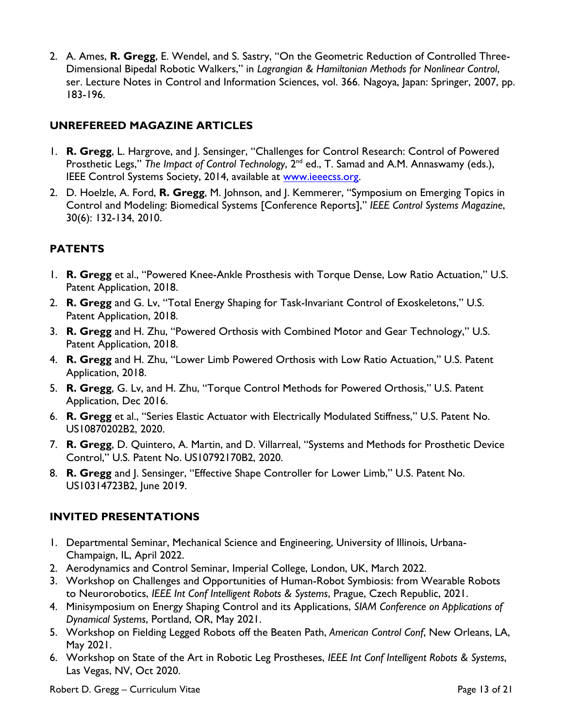2. A. Ames, **R. Gregg**, E. Wendel, and S. Sastry, "On the Geometric Reduction of Controlled Three-Dimensional Bipedal Robotic Walkers," in *Lagrangian & Hamiltonian Methods for Nonlinear Control*, ser. Lecture Notes in Control and Information Sciences, vol. 366. Nagoya, Japan: Springer, 2007, pp. 183-196.

## UNREFEREED MAGAZINE ARTICLES

1. **R. Gregg**, L. Hargrove, and J. Sensinger, "Challenges for Control Research: Control of Powered Prosthetic Legs," *The Impact of Control Technology*, 2nd ed., T. Samad and A.M. Annaswamy (eds.), IEEE Control Systems Society, 2014, available at www.ieeecss.org.
2. D. Hoelzle, A. Ford, **R. Gregg**, M. Johnson, and J. Kemmerer, "Symposium on Emerging Topics in Control and Modeling: Biomedical Systems [Conference Reports]," *IEEE Control Systems Magazine*, 30(6): 132-134, 2010.

## PATENTS

1. **R. Gregg** et al., "Powered Knee-Ankle Prosthesis with Torque Dense, Low Ratio Actuation," U.S. Patent Application, 2018.
2. **R. Gregg** and G. Lv, "Total Energy Shaping for Task-Invariant Control of Exoskeletons," U.S. Patent Application, 2018.
3. **R. Gregg** and H. Zhu, "Powered Orthosis with Combined Motor and Gear Technology," U.S. Patent Application, 2018.
4. **R. Gregg** and H. Zhu, "Lower Limb Powered Orthosis with Low Ratio Actuation," U.S. Patent Application, 2018.
5. **R. Gregg**, G. Lv, and H. Zhu, "Torque Control Methods for Powered Orthosis," U.S. Patent Application, Dec 2016.
6. **R. Gregg** et al., "Series Elastic Actuator with Electrically Modulated Stiffness," U.S. Patent No. US10870202B2, 2020.
7. **R. Gregg**, D. Quintero, A. Martin, and D. Villarreal, "Systems and Methods for Prosthetic Device Control," U.S. Patent No. US10792170B2, 2020.
8. **R. Gregg** and J. Sensinger, "Effective Shape Controller for Lower Limb," U.S. Patent No. US10314723B2, June 2019.

## INVITED PRESENTATIONS

1. Departmental Seminar, Mechanical Science and Engineering, University of Illinois, Urbana-Champaign, IL, April 2022.
2. Aerodynamics and Control Seminar, Imperial College, London, UK, March 2022.
3. Workshop on Challenges and Opportunities of Human-Robot Symbiosis: from Wearable Robots to Neurorobotics, *IEEE Int Conf Intelligent Robots & Systems*, Prague, Czech Republic, 2021.
4. Minisymposium on Energy Shaping Control and its Applications, *SIAM Conference on Applications of Dynamical Systems*, Portland, OR, May 2021.
5. Workshop on Fielding Legged Robots off the Beaten Path, *American Control Conf*, New Orleans, LA, May 2021.
6. Workshop on State of the Art in Robotic Leg Prostheses, *IEEE Int Conf Intelligent Robots & Systems*, Las Vegas, NV, Oct 2020.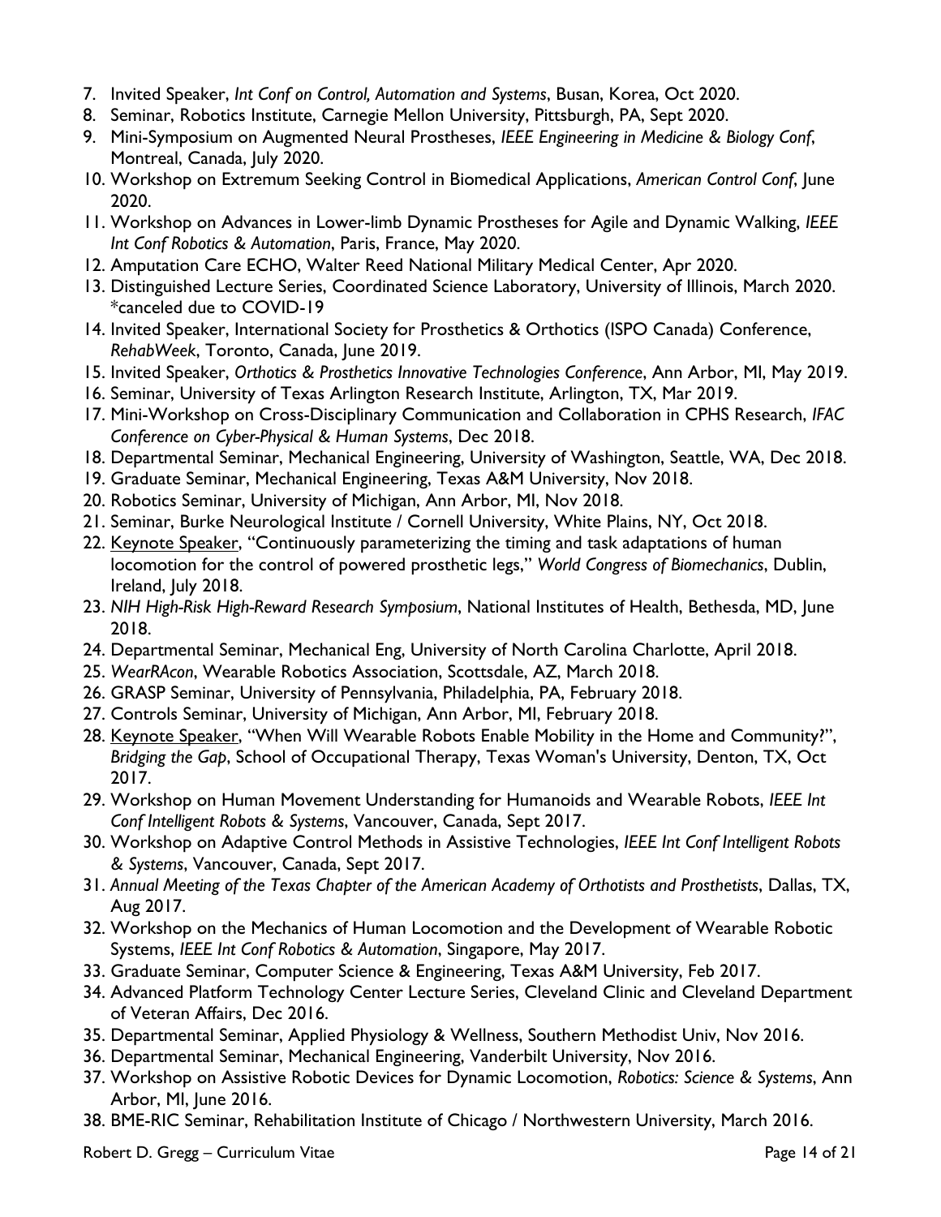7. Invited Speaker, *Int Conf on Control, Automation and Systems*, Busan, Korea, Oct 2020.
8. Seminar, Robotics Institute, Carnegie Mellon University, Pittsburgh, PA, Sept 2020.
9. Mini-Symposium on Augmented Neural Prostheses, *IEEE Engineering in Medicine & Biology Conf*, Montreal, Canada, July 2020.
10. Workshop on Extremum Seeking Control in Biomedical Applications, *American Control Conf*, June 2020.
11. Workshop on Advances in Lower-limb Dynamic Prostheses for Agile and Dynamic Walking, *IEEE Int Conf Robotics & Automation*, Paris, France, May 2020.
12. Amputation Care ECHO, Walter Reed National Military Medical Center, Apr 2020.
13. Distinguished Lecture Series, Coordinated Science Laboratory, University of Illinois, March 2020. *canceled due to COVID-19
14. Invited Speaker, International Society for Prosthetics & Orthotics (ISPO Canada) Conference, *RehabWeek*, Toronto, Canada, June 2019.
15. Invited Speaker, *Orthotics & Prosthetics Innovative Technologies Conference*, Ann Arbor, MI, May 2019.
16. Seminar, University of Texas Arlington Research Institute, Arlington, TX, Mar 2019.
17. Mini-Workshop on Cross-Disciplinary Communication and Collaboration in CPHS Research, *IFAC Conference on Cyber-Physical & Human Systems*, Dec 2018.
18. Departmental Seminar, Mechanical Engineering, University of Washington, Seattle, WA, Dec 2018.
19. Graduate Seminar, Mechanical Engineering, Texas A&M University, Nov 2018.
20. Robotics Seminar, University of Michigan, Ann Arbor, MI, Nov 2018.
21. Seminar, Burke Neurological Institute / Cornell University, White Plains, NY, Oct 2018.
22. <u>Keynote Speaker</u>, "Continuously parameterizing the timing and task adaptations of human locomotion for the control of powered prosthetic legs," *World Congress of Biomechanics*, Dublin, Ireland, July 2018.
23. *NIH High-Risk High-Reward Research Symposium*, National Institutes of Health, Bethesda, MD, June 2018.
24. Departmental Seminar, Mechanical Eng, University of North Carolina Charlotte, April 2018.
25. *WearRAcon*, Wearable Robotics Association, Scottsdale, AZ, March 2018.
26. GRASP Seminar, University of Pennsylvania, Philadelphia, PA, February 2018.
27. Controls Seminar, University of Michigan, Ann Arbor, MI, February 2018.
28. <u>Keynote Speaker</u>, "When Will Wearable Robots Enable Mobility in the Home and Community?", *Bridging the Gap*, School of Occupational Therapy, Texas Woman's University, Denton, TX, Oct 2017.
29. Workshop on Human Movement Understanding for Humanoids and Wearable Robots, *IEEE Int Conf Intelligent Robots & Systems*, Vancouver, Canada, Sept 2017.
30. Workshop on Adaptive Control Methods in Assistive Technologies, *IEEE Int Conf Intelligent Robots & Systems*, Vancouver, Canada, Sept 2017.
31. *Annual Meeting of the Texas Chapter of the American Academy of Orthotists and Prosthetists*, Dallas, TX, Aug 2017.
32. Workshop on the Mechanics of Human Locomotion and the Development of Wearable Robotic Systems, *IEEE Int Conf Robotics & Automation*, Singapore, May 2017.
33. Graduate Seminar, Computer Science & Engineering, Texas A&M University, Feb 2017.
34. Advanced Platform Technology Center Lecture Series, Cleveland Clinic and Cleveland Department of Veteran Affairs, Dec 2016.
35. Departmental Seminar, Applied Physiology & Wellness, Southern Methodist Univ, Nov 2016.
36. Departmental Seminar, Mechanical Engineering, Vanderbilt University, Nov 2016.
37. Workshop on Assistive Robotic Devices for Dynamic Locomotion, *Robotics: Science & Systems*, Ann Arbor, MI, June 2016.
38. BME-RIC Seminar, Rehabilitation Institute of Chicago / Northwestern University, March 2016.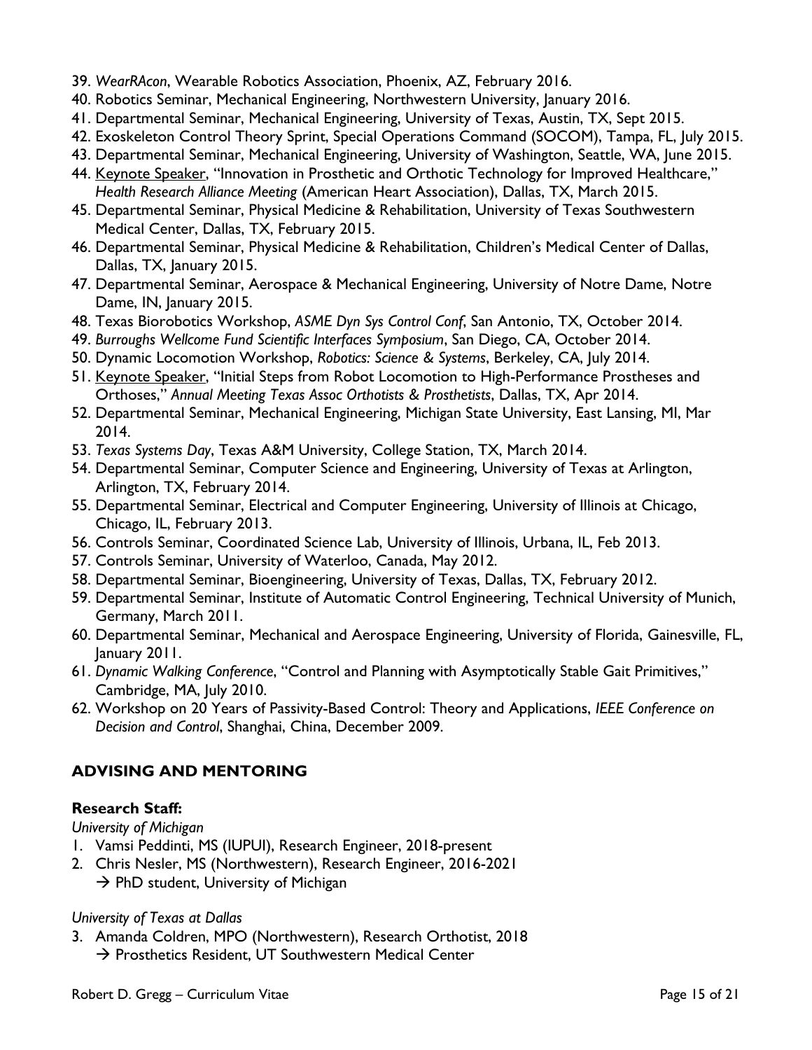39. *WearRAcon*, Wearable Robotics Association, Phoenix, AZ, February 2016.
40. Robotics Seminar, Mechanical Engineering, Northwestern University, January 2016.
41. Departmental Seminar, Mechanical Engineering, University of Texas, Austin, TX, Sept 2015.
42. Exoskeleton Control Theory Sprint, Special Operations Command (SOCOM), Tampa, FL, July 2015.
43. Departmental Seminar, Mechanical Engineering, University of Washington, Seattle, WA, June 2015.
44. <u>Keynote Speaker</u>, "Innovation in Prosthetic and Orthotic Technology for Improved Healthcare," *Health Research Alliance Meeting* (American Heart Association), Dallas, TX, March 2015.
45. Departmental Seminar, Physical Medicine & Rehabilitation, University of Texas Southwestern Medical Center, Dallas, TX, February 2015.
46. Departmental Seminar, Physical Medicine & Rehabilitation, Children's Medical Center of Dallas, Dallas, TX, January 2015.
47. Departmental Seminar, Aerospace & Mechanical Engineering, University of Notre Dame, Notre Dame, IN, January 2015.
48. Texas Biorobotics Workshop, *ASME Dyn Sys Control Conf*, San Antonio, TX, October 2014.
49. *Burroughs Wellcome Fund Scientific Interfaces Symposium*, San Diego, CA, October 2014.
50. Dynamic Locomotion Workshop, *Robotics: Science & Systems*, Berkeley, CA, July 2014.
51. <u>Keynote Speaker</u>, "Initial Steps from Robot Locomotion to High-Performance Prostheses and Orthoses," *Annual Meeting Texas Assoc Orthotists & Prosthetists*, Dallas, TX, Apr 2014.
52. Departmental Seminar, Mechanical Engineering, Michigan State University, East Lansing, MI, Mar 2014.
53. *Texas Systems Day*, Texas A&M University, College Station, TX, March 2014.
54. Departmental Seminar, Computer Science and Engineering, University of Texas at Arlington, Arlington, TX, February 2014.
55. Departmental Seminar, Electrical and Computer Engineering, University of Illinois at Chicago, Chicago, IL, February 2013.
56. Controls Seminar, Coordinated Science Lab, University of Illinois, Urbana, IL, Feb 2013.
57. Controls Seminar, University of Waterloo, Canada, May 2012.
58. Departmental Seminar, Bioengineering, University of Texas, Dallas, TX, February 2012.
59. Departmental Seminar, Institute of Automatic Control Engineering, Technical University of Munich, Germany, March 2011.
60. Departmental Seminar, Mechanical and Aerospace Engineering, University of Florida, Gainesville, FL, January 2011.
61. *Dynamic Walking Conference*, "Control and Planning with Asymptotically Stable Gait Primitives," Cambridge, MA, July 2010.
62. Workshop on 20 Years of Passivity-Based Control: Theory and Applications, *IEEE Conference on Decision and Control*, Shanghai, China, December 2009.

## ADVISING AND MENTORING

### Research Staff:

*University of Michigan*

1. Vamsi Peddinti, MS (IUPUI), Research Engineer, 2018-present
2. Chris Nesler, MS (Northwestern), Research Engineer, 2016-2021
   → PhD student, University of Michigan

*University of Texas at Dallas*

3. Amanda Coldren, MPO (Northwestern), Research Orthotist, 2018
   → Prosthetics Resident, UT Southwestern Medical Center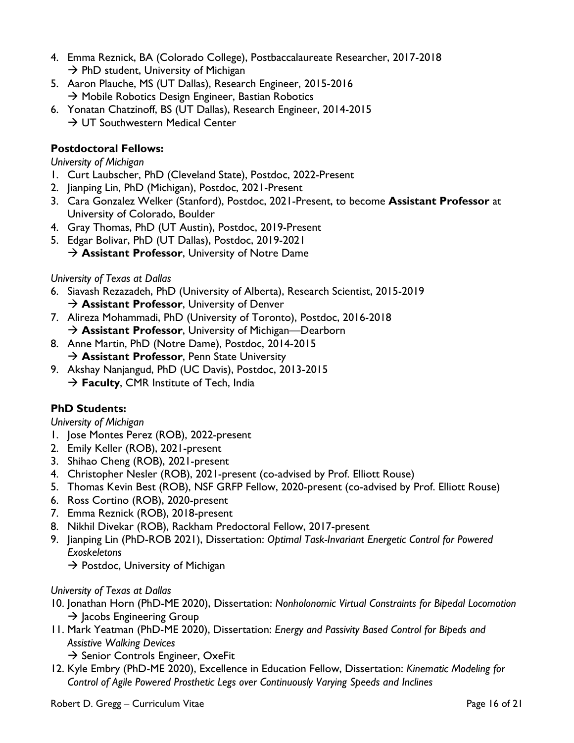4. Emma Reznick, BA (Colorado College), Postbaccalaureate Researcher, 2017-2018
   → PhD student, University of Michigan
5. Aaron Plauche, MS (UT Dallas), Research Engineer, 2015-2016
   → Mobile Robotics Design Engineer, Bastian Robotics
6. Yonatan Chatzinoff, BS (UT Dallas), Research Engineer, 2014-2015
   → UT Southwestern Medical Center

**Postdoctoral Fellows:**

*University of Michigan*

1. Curt Laubscher, PhD (Cleveland State), Postdoc, 2022-Present
2. Jianping Lin, PhD (Michigan), Postdoc, 2021-Present
3. Cara Gonzalez Welker (Stanford), Postdoc, 2021-Present, to become **Assistant Professor** at University of Colorado, Boulder
4. Gray Thomas, PhD (UT Austin), Postdoc, 2019-Present
5. Edgar Bolivar, PhD (UT Dallas), Postdoc, 2019-2021
   → **Assistant Professor**, University of Notre Dame

*University of Texas at Dallas*

6. Siavash Rezazadeh, PhD (University of Alberta), Research Scientist, 2015-2019
   → **Assistant Professor**, University of Denver
7. Alireza Mohammadi, PhD (University of Toronto), Postdoc, 2016-2018
   → **Assistant Professor**, University of Michigan—Dearborn
8. Anne Martin, PhD (Notre Dame), Postdoc, 2014-2015
   → **Assistant Professor**, Penn State University
9. Akshay Nanjangud, PhD (UC Davis), Postdoc, 2013-2015
   → **Faculty**, CMR Institute of Tech, India

**PhD Students:**

*University of Michigan*

1. Jose Montes Perez (ROB), 2022-present
2. Emily Keller (ROB), 2021-present
3. Shihao Cheng (ROB), 2021-present
4. Christopher Nesler (ROB), 2021-present (co-advised by Prof. Elliott Rouse)
5. Thomas Kevin Best (ROB), NSF GRFP Fellow, 2020-present (co-advised by Prof. Elliott Rouse)
6. Ross Cortino (ROB), 2020-present
7. Emma Reznick (ROB), 2018-present
8. Nikhil Divekar (ROB), Rackham Predoctoral Fellow, 2017-present
9. Jianping Lin (PhD-ROB 2021), Dissertation: *Optimal Task-Invariant Energetic Control for Powered Exoskeletons*
   → Postdoc, University of Michigan

*University of Texas at Dallas*

10. Jonathan Horn (PhD-ME 2020), Dissertation: *Nonholonomic Virtual Constraints for Bipedal Locomotion*
    → Jacobs Engineering Group
11. Mark Yeatman (PhD-ME 2020), Dissertation: *Energy and Passivity Based Control for Bipeds and Assistive Walking Devices*
    → Senior Controls Engineer, OxeFit
12. Kyle Embry (PhD-ME 2020), Excellence in Education Fellow, Dissertation: *Kinematic Modeling for Control of Agile Powered Prosthetic Legs over Continuously Varying Speeds and Inclines*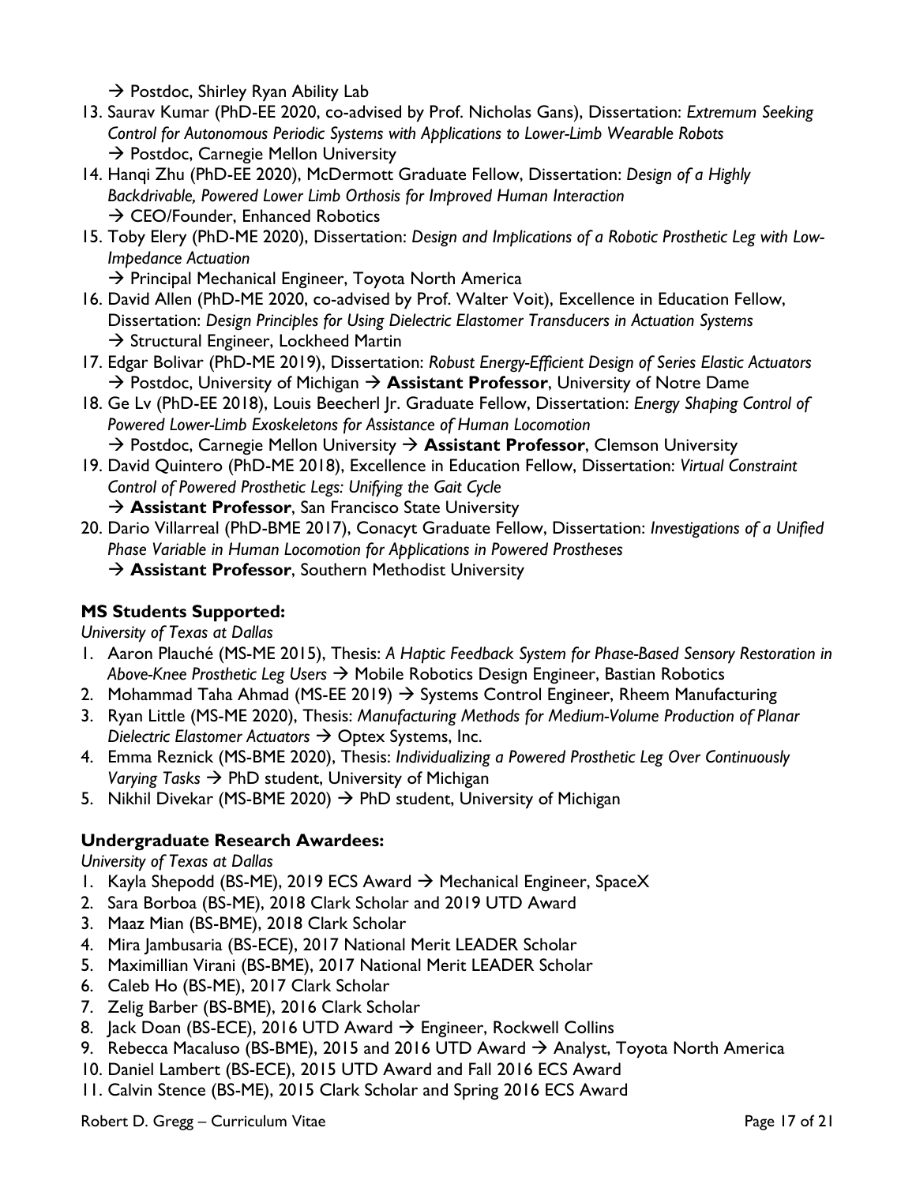→ Postdoc, Shirley Ryan Ability Lab

13. Saurav Kumar (PhD-EE 2020, co-advised by Prof. Nicholas Gans), Dissertation: *Extremum Seeking Control for Autonomous Periodic Systems with Applications to Lower-Limb Wearable Robots*
    → Postdoc, Carnegie Mellon University
14. Hanqi Zhu (PhD-EE 2020), McDermott Graduate Fellow, Dissertation: *Design of a Highly Backdrivable, Powered Lower Limb Orthosis for Improved Human Interaction*
    → CEO/Founder, Enhanced Robotics
15. Toby Elery (PhD-ME 2020), Dissertation: *Design and Implications of a Robotic Prosthetic Leg with Low-Impedance Actuation*
    → Principal Mechanical Engineer, Toyota North America
16. David Allen (PhD-ME 2020, co-advised by Prof. Walter Voit), Excellence in Education Fellow, Dissertation: *Design Principles for Using Dielectric Elastomer Transducers in Actuation Systems*
    → Structural Engineer, Lockheed Martin
17. Edgar Bolivar (PhD-ME 2019), Dissertation: *Robust Energy-Efficient Design of Series Elastic Actuators*
    → Postdoc, University of Michigan → **Assistant Professor**, University of Notre Dame
18. Ge Lv (PhD-EE 2018), Louis Beecherl Jr. Graduate Fellow, Dissertation: *Energy Shaping Control of Powered Lower-Limb Exoskeletons for Assistance of Human Locomotion*
    → Postdoc, Carnegie Mellon University → **Assistant Professor**, Clemson University
19. David Quintero (PhD-ME 2018), Excellence in Education Fellow, Dissertation: *Virtual Constraint Control of Powered Prosthetic Legs: Unifying the Gait Cycle*
    → **Assistant Professor**, San Francisco State University
20. Dario Villarreal (PhD-BME 2017), Conacyt Graduate Fellow, Dissertation: *Investigations of a Unified Phase Variable in Human Locomotion for Applications in Powered Prostheses*
    → **Assistant Professor**, Southern Methodist University

**MS Students Supported:**

*University of Texas at Dallas*

1. Aaron Plauché (MS-ME 2015), Thesis: *A Haptic Feedback System for Phase-Based Sensory Restoration in Above-Knee Prosthetic Leg Users* → Mobile Robotics Design Engineer, Bastian Robotics
2. Mohammad Taha Ahmad (MS-EE 2019) → Systems Control Engineer, Rheem Manufacturing
3. Ryan Little (MS-ME 2020), Thesis: *Manufacturing Methods for Medium-Volume Production of Planar Dielectric Elastomer Actuators* → Optex Systems, Inc.
4. Emma Reznick (MS-BME 2020), Thesis: *Individualizing a Powered Prosthetic Leg Over Continuously Varying Tasks* → PhD student, University of Michigan
5. Nikhil Divekar (MS-BME 2020) → PhD student, University of Michigan

**Undergraduate Research Awardees:**

*University of Texas at Dallas*

1. Kayla Shepodd (BS-ME), 2019 ECS Award → Mechanical Engineer, SpaceX
2. Sara Borboa (BS-ME), 2018 Clark Scholar and 2019 UTD Award
3. Maaz Mian (BS-BME), 2018 Clark Scholar
4. Mira Jambusaria (BS-ECE), 2017 National Merit LEADER Scholar
5. Maximillian Virani (BS-BME), 2017 National Merit LEADER Scholar
6. Caleb Ho (BS-ME), 2017 Clark Scholar
7. Zelig Barber (BS-BME), 2016 Clark Scholar
8. Jack Doan (BS-ECE), 2016 UTD Award → Engineer, Rockwell Collins
9. Rebecca Macaluso (BS-BME), 2015 and 2016 UTD Award → Analyst, Toyota North America
10. Daniel Lambert (BS-ECE), 2015 UTD Award and Fall 2016 ECS Award
11. Calvin Stence (BS-ME), 2015 Clark Scholar and Spring 2016 ECS Award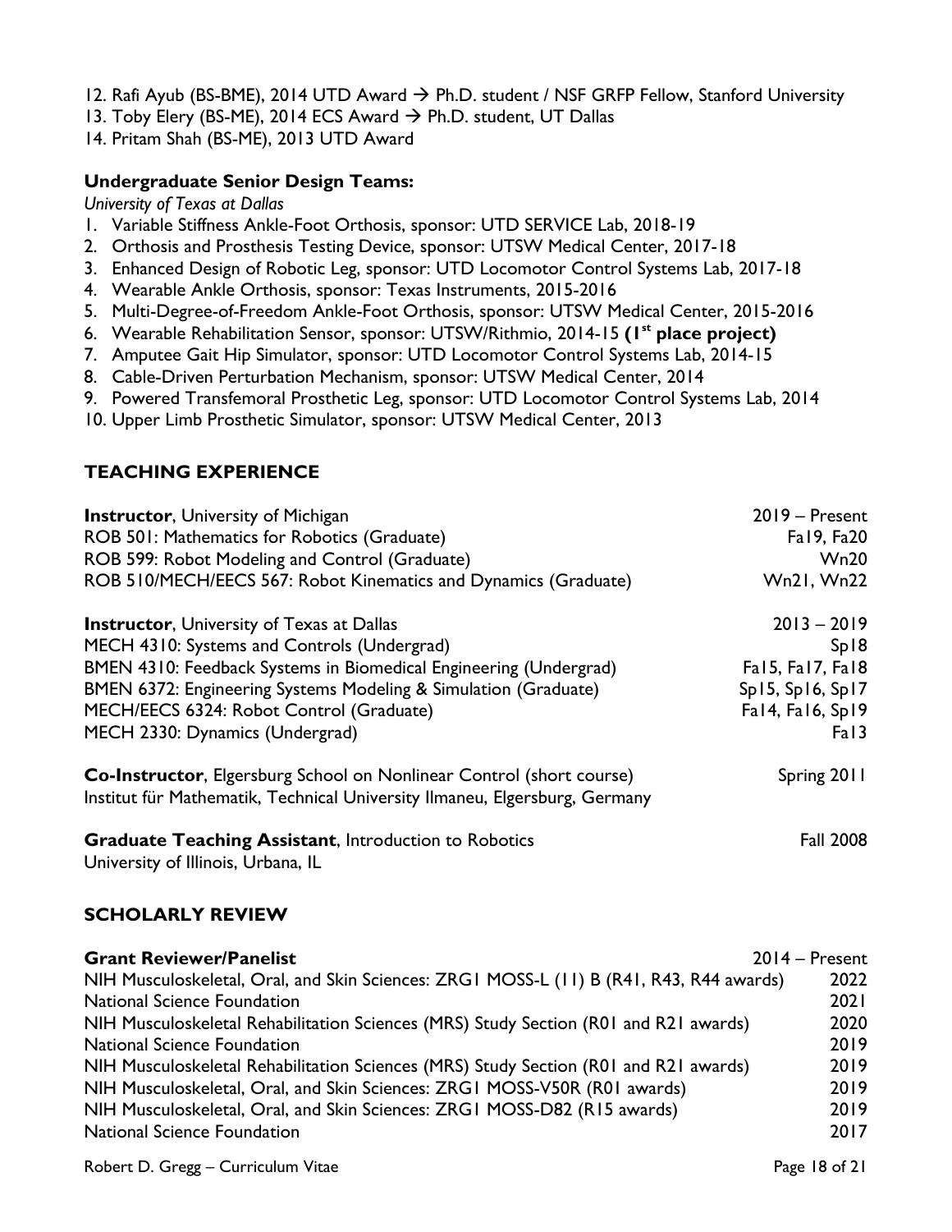12. Rafi Ayub (BS-BME), 2014 UTD Award → Ph.D. student / NSF GRFP Fellow, Stanford University
13. Toby Elery (BS-ME), 2014 ECS Award → Ph.D. student, UT Dallas
14. Pritam Shah (BS-ME), 2013 UTD Award

**Undergraduate Senior Design Teams:**

*University of Texas at Dallas*

1. Variable Stiffness Ankle-Foot Orthosis, sponsor: UTD SERVICE Lab, 2018-19
2. Orthosis and Prosthesis Testing Device, sponsor: UTSW Medical Center, 2017-18
3. Enhanced Design of Robotic Leg, sponsor: UTD Locomotor Control Systems Lab, 2017-18
4. Wearable Ankle Orthosis, sponsor: Texas Instruments, 2015-2016
5. Multi-Degree-of-Freedom Ankle-Foot Orthosis, sponsor: UTSW Medical Center, 2015-2016
6. Wearable Rehabilitation Sensor, sponsor: UTSW/Rithmio, 2014-15 **(1st place project)**
7. Amputee Gait Hip Simulator, sponsor: UTD Locomotor Control Systems Lab, 2014-15
8. Cable-Driven Perturbation Mechanism, sponsor: UTSW Medical Center, 2014
9. Powered Transfemoral Prosthetic Leg, sponsor: UTD Locomotor Control Systems Lab, 2014
10. Upper Limb Prosthetic Simulator, sponsor: UTSW Medical Center, 2013

## TEACHING EXPERIENCE

**Instructor**, University of Michigan — 2019 – Present

- ROB 501: Mathematics for Robotics (Graduate) — Fa19, Fa20
- ROB 599: Robot Modeling and Control (Graduate) — Wn20
- ROB 510/MECH/EECS 567: Robot Kinematics and Dynamics (Graduate) — Wn21, Wn22

**Instructor**, University of Texas at Dallas — 2013 – 2019

- MECH 4310: Systems and Controls (Undergrad) — Sp18
- BMEN 4310: Feedback Systems in Biomedical Engineering (Undergrad) — Fa15, Fa17, Fa18
- BMEN 6372: Engineering Systems Modeling & Simulation (Graduate) — Sp15, Sp16, Sp17
- MECH/EECS 6324: Robot Control (Graduate) — Fa14, Fa16, Sp19
- MECH 2330: Dynamics (Undergrad) — Fa13

**Co-Instructor**, Elgersburg School on Nonlinear Control (short course) — Spring 2011
Institut für Mathematik, Technical University Ilmaneu, Elgersburg, Germany

**Graduate Teaching Assistant**, Introduction to Robotics — Fall 2008
University of Illinois, Urbana, IL

## SCHOLARLY REVIEW

**Grant Reviewer/Panelist** — 2014 – Present

- NIH Musculoskeletal, Oral, and Skin Sciences: ZRG1 MOSS-L (11) B (R41, R43, R44 awards) — 2022
- National Science Foundation — 2021
- NIH Musculoskeletal Rehabilitation Sciences (MRS) Study Section (R01 and R21 awards) — 2020
- National Science Foundation — 2019
- NIH Musculoskeletal Rehabilitation Sciences (MRS) Study Section (R01 and R21 awards) — 2019
- NIH Musculoskeletal, Oral, and Skin Sciences: ZRG1 MOSS-V50R (R01 awards) — 2019
- NIH Musculoskeletal, Oral, and Skin Sciences: ZRG1 MOSS-D82 (R15 awards) — 2019
- National Science Foundation — 2017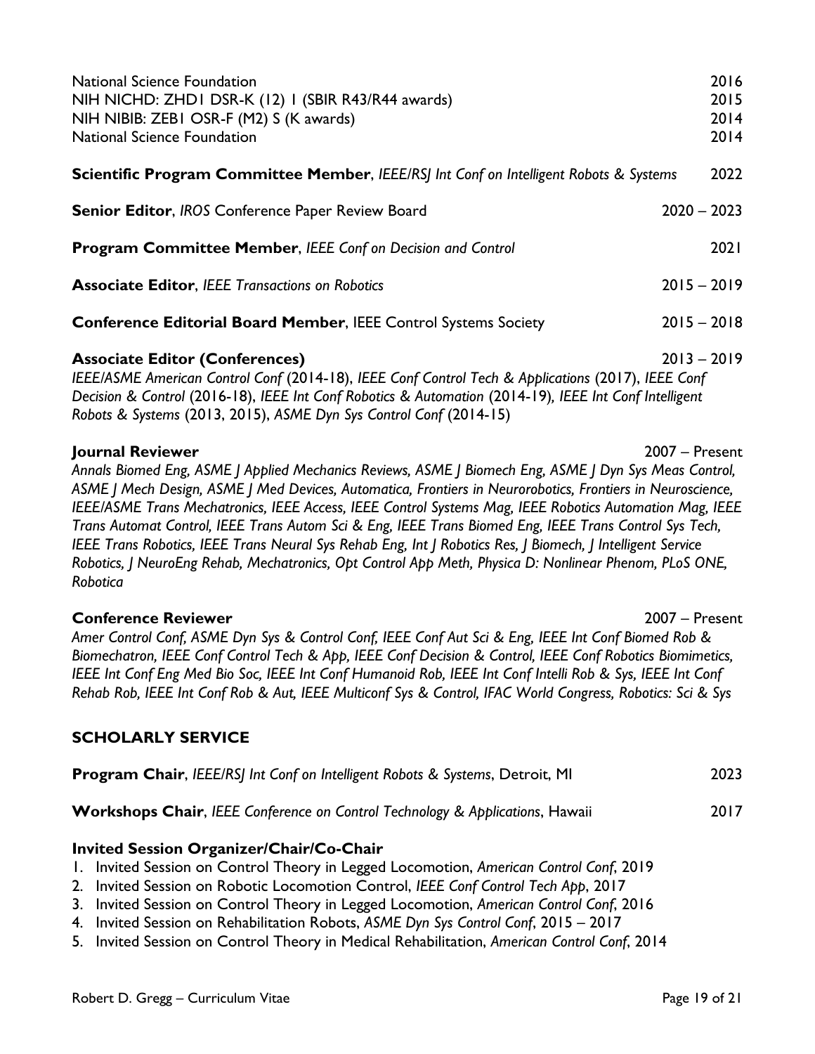National Science Foundation 2016
NIH NICHD: ZHD1 DSR-K (12) 1 (SBIR R43/R44 awards) 2015
NIH NIBIB: ZEB1 OSR-F (M2) S (K awards) 2014
National Science Foundation 2014

**Scientific Program Committee Member**, *IEEE/RSJ Int Conf on Intelligent Robots & Systems* 2022

**Senior Editor**, *IROS* Conference Paper Review Board 2020 – 2023

**Program Committee Member**, *IEEE Conf on Decision and Control* 2021

**Associate Editor**, *IEEE Transactions on Robotics* 2015 – 2019

**Conference Editorial Board Member**, IEEE Control Systems Society 2015 – 2018

**Associate Editor (Conferences)** 2013 – 2019
*IEEE/ASME American Control Conf* (2014-18), *IEEE Conf Control Tech & Applications* (2017), *IEEE Conf Decision & Control* (2016-18), *IEEE Int Conf Robotics & Automation* (2014-19), *IEEE Int Conf Intelligent Robots & Systems* (2013, 2015), *ASME Dyn Sys Control Conf* (2014-15)

**Journal Reviewer** 2007 – Present
*Annals Biomed Eng, ASME J Applied Mechanics Reviews, ASME J Biomech Eng, ASME J Dyn Sys Meas Control, ASME J Mech Design, ASME J Med Devices, Automatica, Frontiers in Neurorobotics, Frontiers in Neuroscience, IEEE/ASME Trans Mechatronics, IEEE Access, IEEE Control Systems Mag, IEEE Robotics Automation Mag, IEEE Trans Automat Control, IEEE Trans Autom Sci & Eng, IEEE Trans Biomed Eng, IEEE Trans Control Sys Tech, IEEE Trans Robotics, IEEE Trans Neural Sys Rehab Eng, Int J Robotics Res, J Biomech, J Intelligent Service Robotics, J NeuroEng Rehab, Mechatronics, Opt Control App Meth, Physica D: Nonlinear Phenom, PLoS ONE, Robotica*

**Conference Reviewer** 2007 – Present
*Amer Control Conf, ASME Dyn Sys & Control Conf, IEEE Conf Aut Sci & Eng, IEEE Int Conf Biomed Rob & Biomechatron, IEEE Conf Control Tech & App, IEEE Conf Decision & Control, IEEE Conf Robotics Biomimetics, IEEE Int Conf Eng Med Bio Soc, IEEE Int Conf Humanoid Rob, IEEE Int Conf Intelli Rob & Sys, IEEE Int Conf Rehab Rob, IEEE Int Conf Rob & Aut, IEEE Multiconf Sys & Control, IFAC World Congress, Robotics: Sci & Sys*

## SCHOLARLY SERVICE

**Program Chair**, *IEEE/RSJ Int Conf on Intelligent Robots & Systems*, Detroit, MI 2023

**Workshops Chair**, *IEEE Conference on Control Technology & Applications*, Hawaii 2017

**Invited Session Organizer/Chair/Co-Chair**

1. Invited Session on Control Theory in Legged Locomotion, *American Control Conf*, 2019
2. Invited Session on Robotic Locomotion Control, *IEEE Conf Control Tech App*, 2017
3. Invited Session on Control Theory in Legged Locomotion, *American Control Conf*, 2016
4. Invited Session on Rehabilitation Robots, *ASME Dyn Sys Control Conf*, 2015 – 2017
5. Invited Session on Control Theory in Medical Rehabilitation, *American Control Conf*, 2014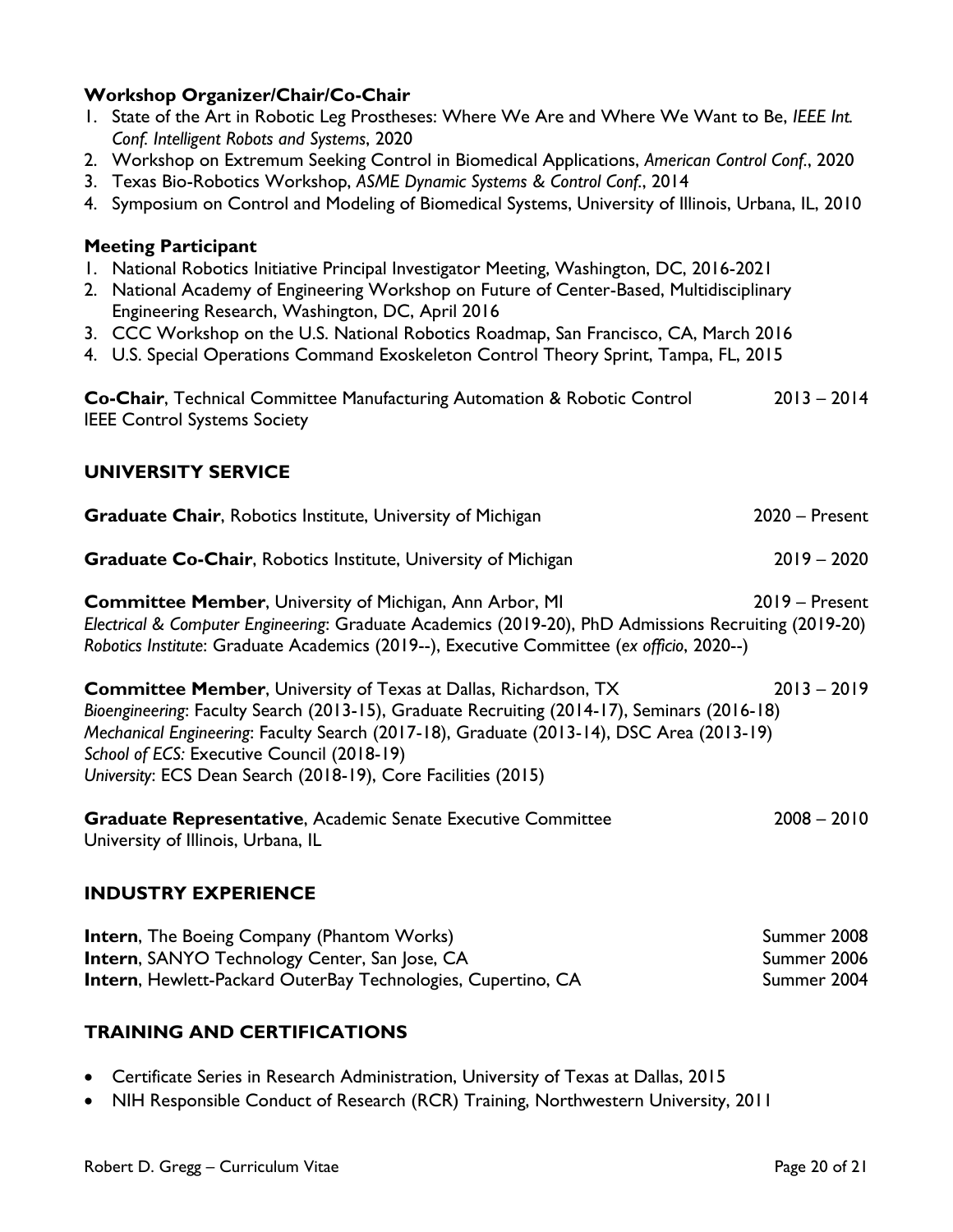**Workshop Organizer/Chair/Co-Chair**

1. State of the Art in Robotic Leg Prostheses: Where We Are and Where We Want to Be, *IEEE Int. Conf. Intelligent Robots and Systems*, 2020
2. Workshop on Extremum Seeking Control in Biomedical Applications, *American Control Conf.*, 2020
3. Texas Bio-Robotics Workshop, *ASME Dynamic Systems & Control Conf.*, 2014
4. Symposium on Control and Modeling of Biomedical Systems, University of Illinois, Urbana, IL, 2010

**Meeting Participant**

1. National Robotics Initiative Principal Investigator Meeting, Washington, DC, 2016-2021
2. National Academy of Engineering Workshop on Future of Center-Based, Multidisciplinary Engineering Research, Washington, DC, April 2016
3. CCC Workshop on the U.S. National Robotics Roadmap, San Francisco, CA, March 2016
4. U.S. Special Operations Command Exoskeleton Control Theory Sprint, Tampa, FL, 2015

**Co-Chair**, Technical Committee Manufacturing Automation & Robotic Control — 2013 – 2014
IEEE Control Systems Society

## UNIVERSITY SERVICE

**Graduate Chair**, Robotics Institute, University of Michigan — 2020 – Present

**Graduate Co-Chair**, Robotics Institute, University of Michigan — 2019 – 2020

**Committee Member**, University of Michigan, Ann Arbor, MI — 2019 – Present
*Electrical & Computer Engineering*: Graduate Academics (2019-20), PhD Admissions Recruiting (2019-20)
*Robotics Institute*: Graduate Academics (2019--), Executive Committee (*ex officio*, 2020--)

**Committee Member**, University of Texas at Dallas, Richardson, TX — 2013 – 2019
*Bioengineering*: Faculty Search (2013-15), Graduate Recruiting (2014-17), Seminars (2016-18)
*Mechanical Engineering*: Faculty Search (2017-18), Graduate (2013-14), DSC Area (2013-19)
*School of ECS:* Executive Council (2018-19)
*University*: ECS Dean Search (2018-19), Core Facilities (2015)

**Graduate Representative**, Academic Senate Executive Committee — 2008 – 2010
University of Illinois, Urbana, IL

## INDUSTRY EXPERIENCE

**Intern**, The Boeing Company (Phantom Works) — Summer 2008
**Intern**, SANYO Technology Center, San Jose, CA — Summer 2006
**Intern**, Hewlett-Packard OuterBay Technologies, Cupertino, CA — Summer 2004

## TRAINING AND CERTIFICATIONS

- Certificate Series in Research Administration, University of Texas at Dallas, 2015
- NIH Responsible Conduct of Research (RCR) Training, Northwestern University, 2011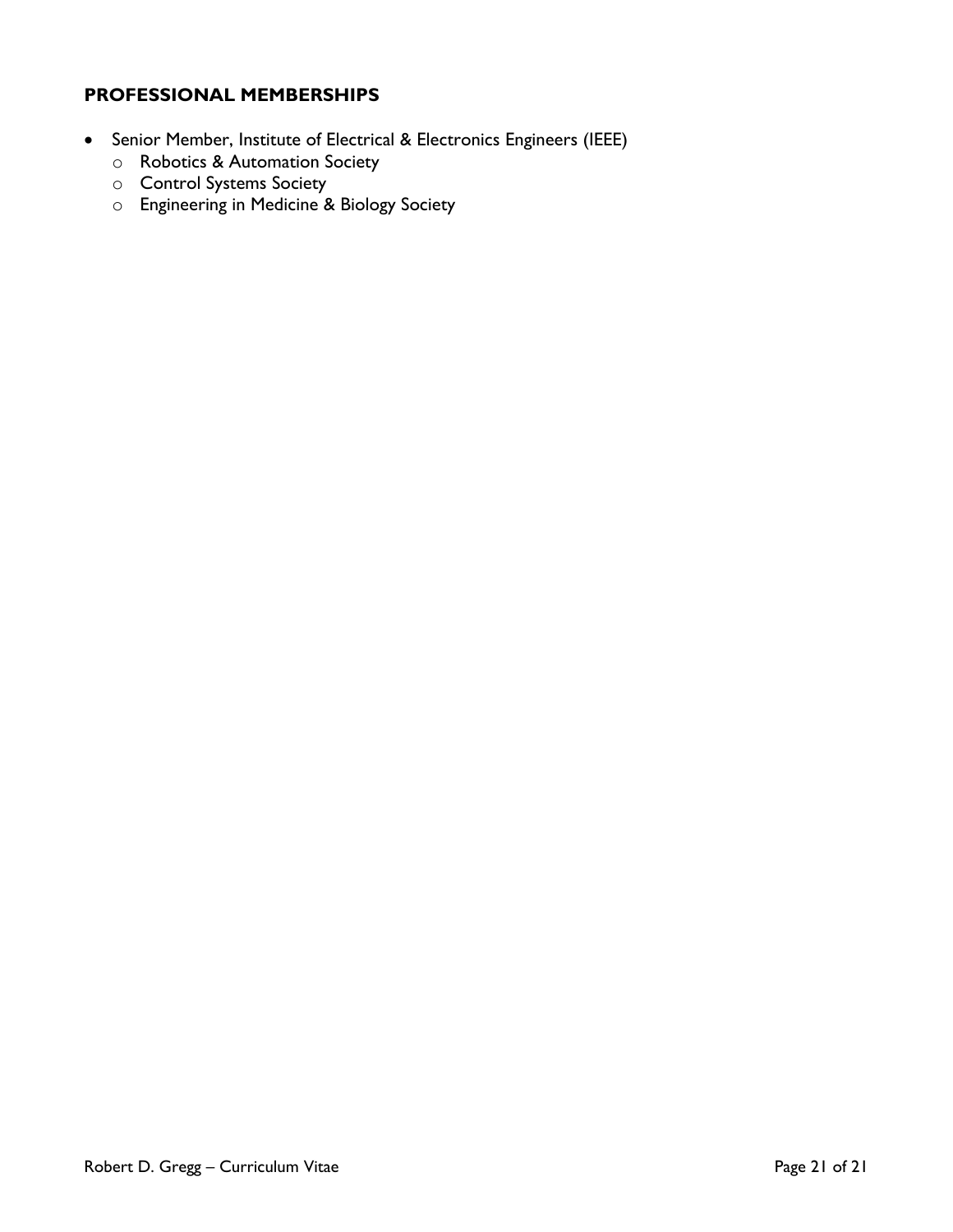## PROFESSIONAL MEMBERSHIPS

- Senior Member, Institute of Electrical & Electronics Engineers (IEEE)
  - Robotics & Automation Society
  - Control Systems Society
  - Engineering in Medicine & Biology Society